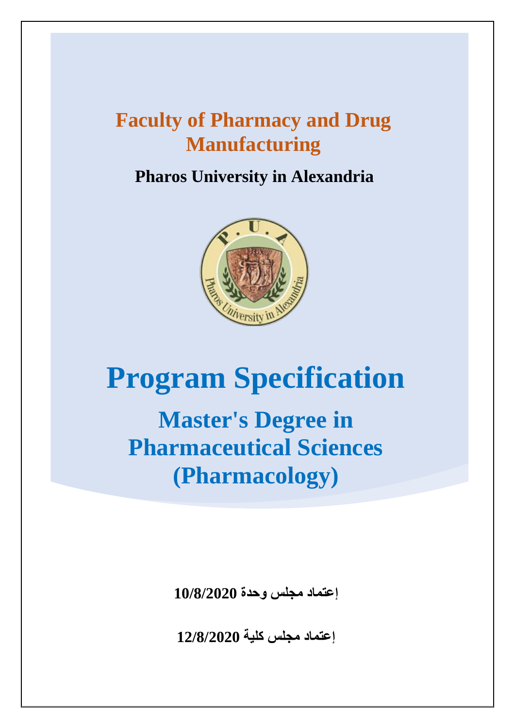# Faculty of Pharmacy and Drug Manufacturing

**Pharos University in Alexandria**

# Program Specification

## Master's Degree in Pharmaceutical Sciences (Pharmacology)

**إعتماد مجلس وحدة 10/8/2020**

**إعتماد مجلس كلية 12/8/2020**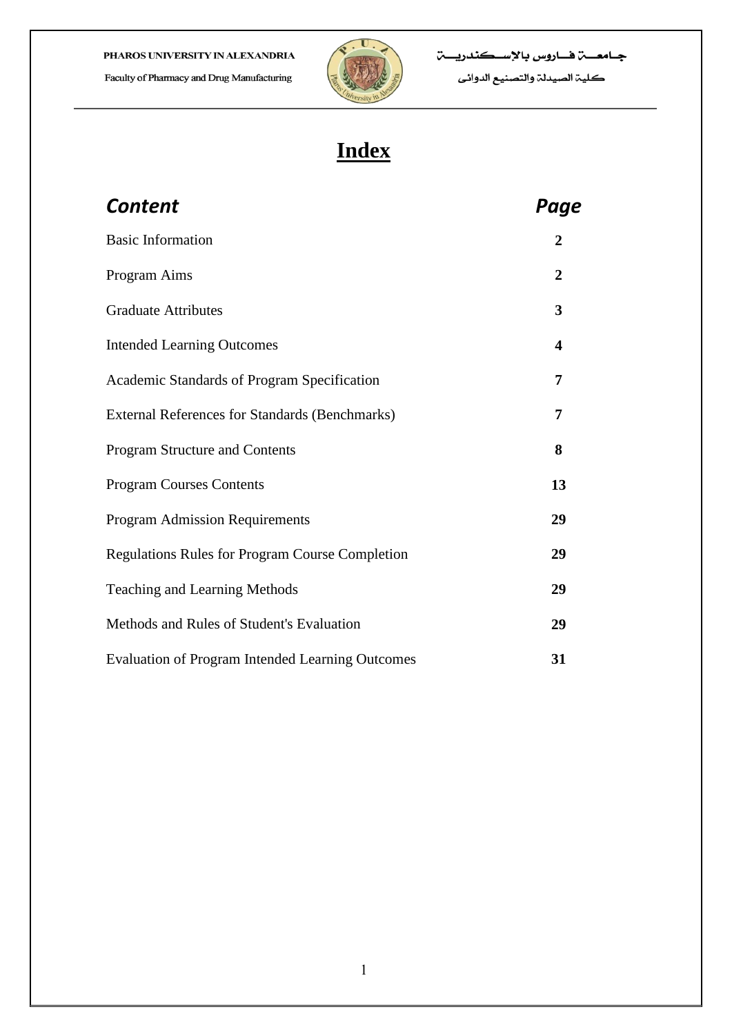# Index

| Content | Page |
| --- | --- |
| Basic Information | 2 |
| Program Aims | 2 |
| Graduate Attributes | 3 |
| Intended Learning Outcomes | 4 |
| Academic Standards of Program Specification | 7 |
| External References for Standards (Benchmarks) | 7 |
| Program Structure and Contents | 8 |
| Program Courses Contents | 13 |
| Program Admission Requirements | 29 |
| Regulations Rules for Program Course Completion | 29 |
| Teaching and Learning Methods | 29 |
| Methods and Rules of Student's Evaluation | 29 |
| Evaluation of Program Intended Learning Outcomes | 31 |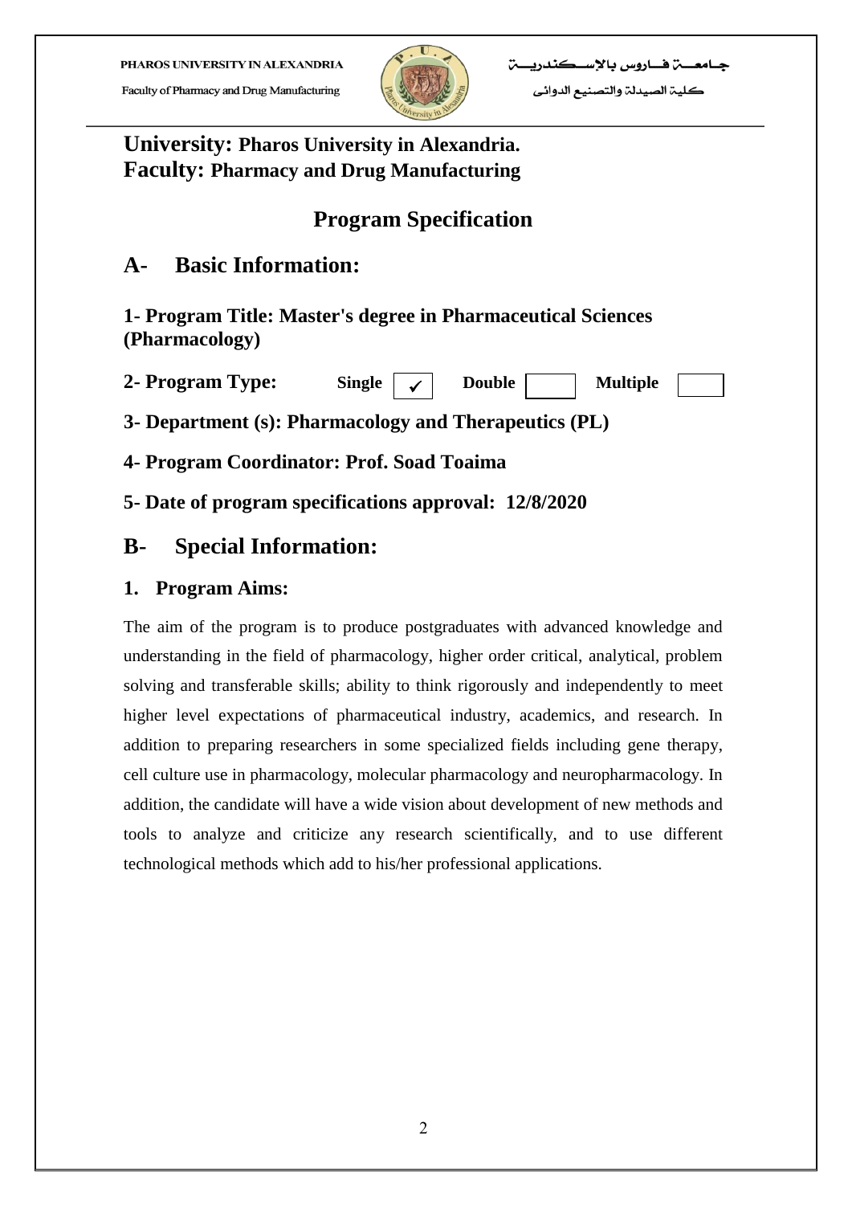**University:** **Pharos University in Alexandria.**
**Faculty:** **Pharmacy and Drug Manufacturing**

# Program Specification

## A- Basic Information:

### 1- Program Title: Master's degree in Pharmaceutical Sciences (Pharmacology)

**2- Program Type:** **Single** ☑ **Double** ☐ **Multiple** ☐

**3- Department (s): Pharmacology and Therapeutics (PL)**

**4- Program Coordinator: Prof. Soad Toaima**

**5- Date of program specifications approval: 12/8/2020**

## B- Special Information:

### 1. Program Aims:

The aim of the program is to produce postgraduates with advanced knowledge and understanding in the field of pharmacology, higher order critical, analytical, problem solving and transferable skills; ability to think rigorously and independently to meet higher level expectations of pharmaceutical industry, academics, and research. In addition to preparing researchers in some specialized fields including gene therapy, cell culture use in pharmacology, molecular pharmacology and neuropharmacology. In addition, the candidate will have a wide vision about development of new methods and tools to analyze and criticize any research scientifically, and to use different technological methods which add to his/her professional applications.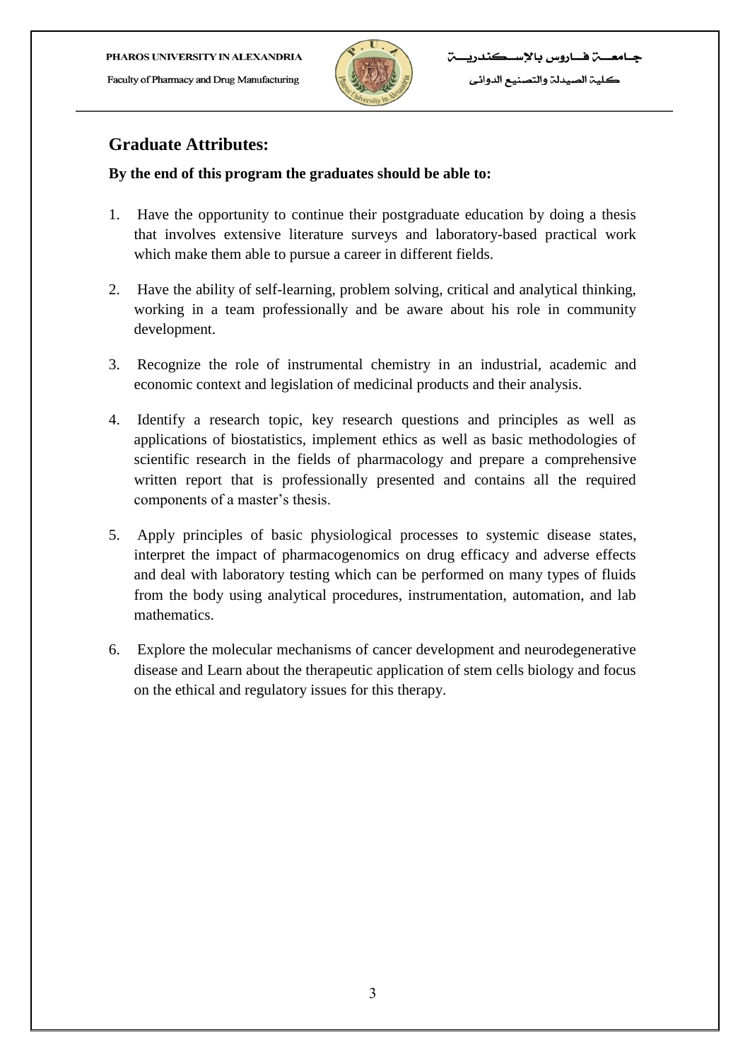## Graduate Attributes:

**By the end of this program the graduates should be able to:**

1. Have the opportunity to continue their postgraduate education by doing a thesis that involves extensive literature surveys and laboratory-based practical work which make them able to pursue a career in different fields.
2. Have the ability of self-learning, problem solving, critical and analytical thinking, working in a team professionally and be aware about his role in community development.
3. Recognize the role of instrumental chemistry in an industrial, academic and economic context and legislation of medicinal products and their analysis.
4. Identify a research topic, key research questions and principles as well as applications of biostatistics, implement ethics as well as basic methodologies of scientific research in the fields of pharmacology and prepare a comprehensive written report that is professionally presented and contains all the required components of a master's thesis.
5. Apply principles of basic physiological processes to systemic disease states, interpret the impact of pharmacogenomics on drug efficacy and adverse effects and deal with laboratory testing which can be performed on many types of fluids from the body using analytical procedures, instrumentation, automation, and lab mathematics.
6. Explore the molecular mechanisms of cancer development and neurodegenerative disease and Learn about the therapeutic application of stem cells biology and focus on the ethical and regulatory issues for this therapy.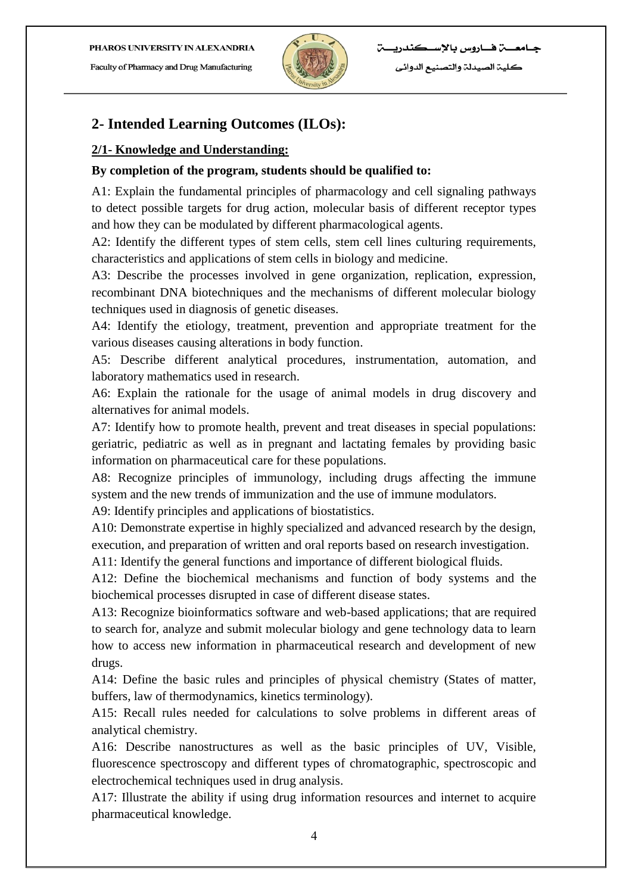## 2- Intended Learning Outcomes (ILOs):

### 2/1- Knowledge and Understanding:

**By completion of the program, students should be qualified to:**

A1: Explain the fundamental principles of pharmacology and cell signaling pathways to detect possible targets for drug action, molecular basis of different receptor types and how they can be modulated by different pharmacological agents.

A2: Identify the different types of stem cells, stem cell lines culturing requirements, characteristics and applications of stem cells in biology and medicine.

A3: Describe the processes involved in gene organization, replication, expression, recombinant DNA biotechniques and the mechanisms of different molecular biology techniques used in diagnosis of genetic diseases.

A4: Identify the etiology, treatment, prevention and appropriate treatment for the various diseases causing alterations in body function.

A5: Describe different analytical procedures, instrumentation, automation, and laboratory mathematics used in research.

A6: Explain the rationale for the usage of animal models in drug discovery and alternatives for animal models.

A7: Identify how to promote health, prevent and treat diseases in special populations: geriatric, pediatric as well as in pregnant and lactating females by providing basic information on pharmaceutical care for these populations.

A8: Recognize principles of immunology, including drugs affecting the immune system and the new trends of immunization and the use of immune modulators.

A9: Identify principles and applications of biostatistics.

A10: Demonstrate expertise in highly specialized and advanced research by the design, execution, and preparation of written and oral reports based on research investigation.

A11: Identify the general functions and importance of different biological fluids.

A12: Define the biochemical mechanisms and function of body systems and the biochemical processes disrupted in case of different disease states.

A13: Recognize bioinformatics software and web-based applications; that are required to search for, analyze and submit molecular biology and gene technology data to learn how to access new information in pharmaceutical research and development of new drugs.

A14: Define the basic rules and principles of physical chemistry (States of matter, buffers, law of thermodynamics, kinetics terminology).

A15: Recall rules needed for calculations to solve problems in different areas of analytical chemistry.

A16: Describe nanostructures as well as the basic principles of UV, Visible, fluorescence spectroscopy and different types of chromatographic, spectroscopic and electrochemical techniques used in drug analysis.

A17: Illustrate the ability if using drug information resources and internet to acquire pharmaceutical knowledge.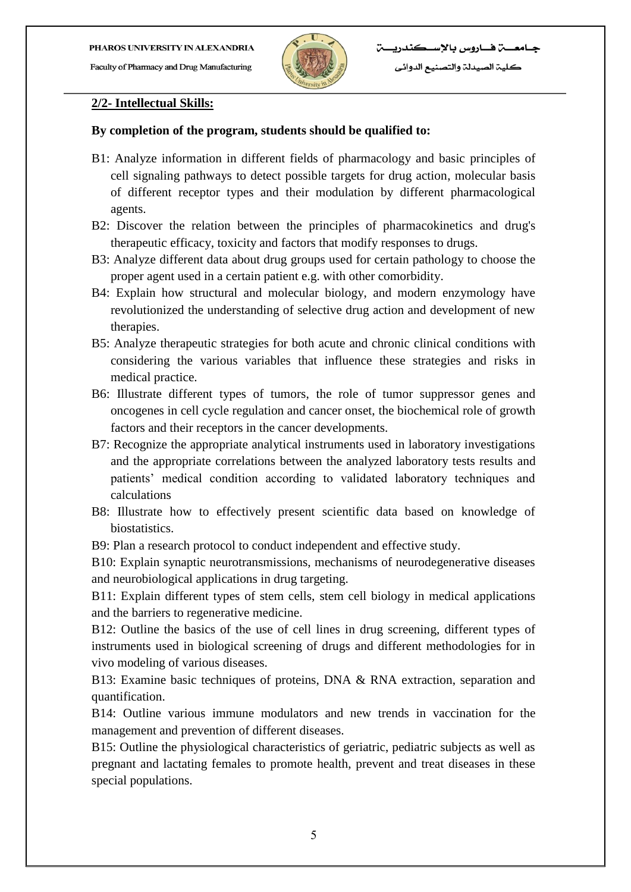**2/2- Intellectual Skills:**

**By completion of the program, students should be qualified to:**

B1: Analyze information in different fields of pharmacology and basic principles of cell signaling pathways to detect possible targets for drug action, molecular basis of different receptor types and their modulation by different pharmacological agents.

B2: Discover the relation between the principles of pharmacokinetics and drug's therapeutic efficacy, toxicity and factors that modify responses to drugs.

B3: Analyze different data about drug groups used for certain pathology to choose the proper agent used in a certain patient e.g. with other comorbidity.

B4: Explain how structural and molecular biology, and modern enzymology have revolutionized the understanding of selective drug action and development of new therapies.

B5: Analyze therapeutic strategies for both acute and chronic clinical conditions with considering the various variables that influence these strategies and risks in medical practice.

B6: Illustrate different types of tumors, the role of tumor suppressor genes and oncogenes in cell cycle regulation and cancer onset, the biochemical role of growth factors and their receptors in the cancer developments.

B7: Recognize the appropriate analytical instruments used in laboratory investigations and the appropriate correlations between the analyzed laboratory tests results and patients' medical condition according to validated laboratory techniques and calculations

B8: Illustrate how to effectively present scientific data based on knowledge of biostatistics.

B9: Plan a research protocol to conduct independent and effective study.

B10: Explain synaptic neurotransmissions, mechanisms of neurodegenerative diseases and neurobiological applications in drug targeting.

B11: Explain different types of stem cells, stem cell biology in medical applications and the barriers to regenerative medicine.

B12: Outline the basics of the use of cell lines in drug screening, different types of instruments used in biological screening of drugs and different methodologies for in vivo modeling of various diseases.

B13: Examine basic techniques of proteins, DNA & RNA extraction, separation and quantification.

B14: Outline various immune modulators and new trends in vaccination for the management and prevention of different diseases.

B15: Outline the physiological characteristics of geriatric, pediatric subjects as well as pregnant and lactating females to promote health, prevent and treat diseases in these special populations.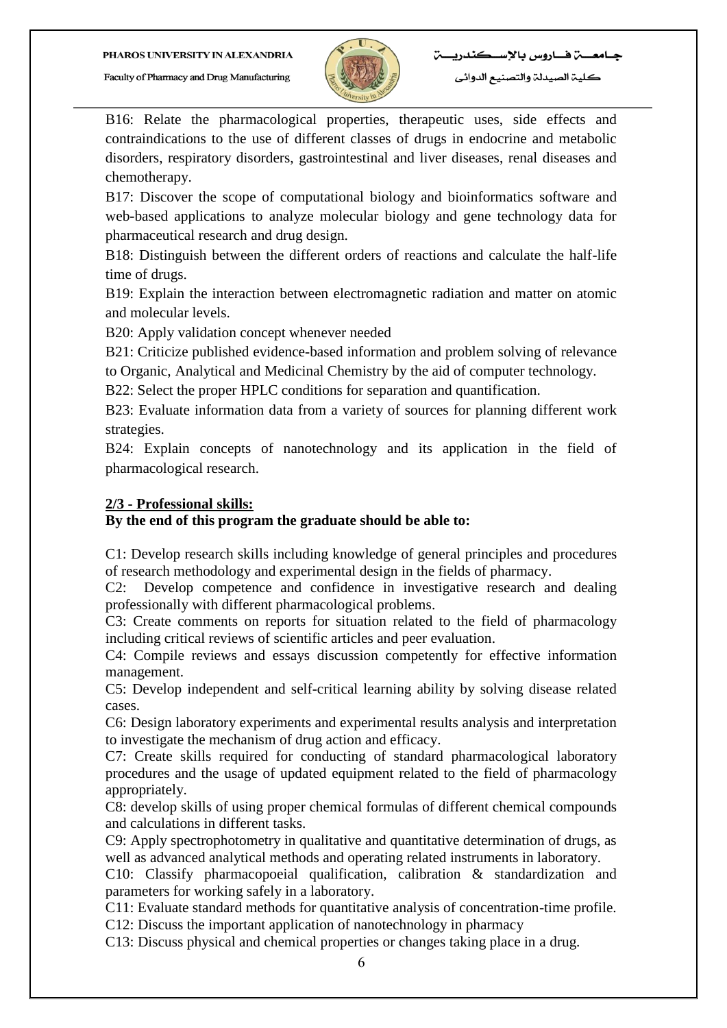B16: Relate the pharmacological properties, therapeutic uses, side effects and contraindications to the use of different classes of drugs in endocrine and metabolic disorders, respiratory disorders, gastrointestinal and liver diseases, renal diseases and chemotherapy.

B17: Discover the scope of computational biology and bioinformatics software and web-based applications to analyze molecular biology and gene technology data for pharmaceutical research and drug design.

B18: Distinguish between the different orders of reactions and calculate the half-life time of drugs.

B19: Explain the interaction between electromagnetic radiation and matter on atomic and molecular levels.

B20: Apply validation concept whenever needed

B21: Criticize published evidence-based information and problem solving of relevance to Organic, Analytical and Medicinal Chemistry by the aid of computer technology.

B22: Select the proper HPLC conditions for separation and quantification.

B23: Evaluate information data from a variety of sources for planning different work strategies.

B24: Explain concepts of nanotechnology and its application in the field of pharmacological research.

**2/3 - Professional skills:**

**By the end of this program the graduate should be able to:**

C1: Develop research skills including knowledge of general principles and procedures of research methodology and experimental design in the fields of pharmacy.

C2: Develop competence and confidence in investigative research and dealing professionally with different pharmacological problems.

C3: Create comments on reports for situation related to the field of pharmacology including critical reviews of scientific articles and peer evaluation.

C4: Compile reviews and essays discussion competently for effective information management.

C5: Develop independent and self-critical learning ability by solving disease related cases.

C6: Design laboratory experiments and experimental results analysis and interpretation to investigate the mechanism of drug action and efficacy.

C7: Create skills required for conducting of standard pharmacological laboratory procedures and the usage of updated equipment related to the field of pharmacology appropriately.

C8: develop skills of using proper chemical formulas of different chemical compounds and calculations in different tasks.

C9: Apply spectrophotometry in qualitative and quantitative determination of drugs, as well as advanced analytical methods and operating related instruments in laboratory.

C10: Classify pharmacopoeial qualification, calibration & standardization and parameters for working safely in a laboratory.

C11: Evaluate standard methods for quantitative analysis of concentration-time profile.

C12: Discuss the important application of nanotechnology in pharmacy

C13: Discuss physical and chemical properties or changes taking place in a drug.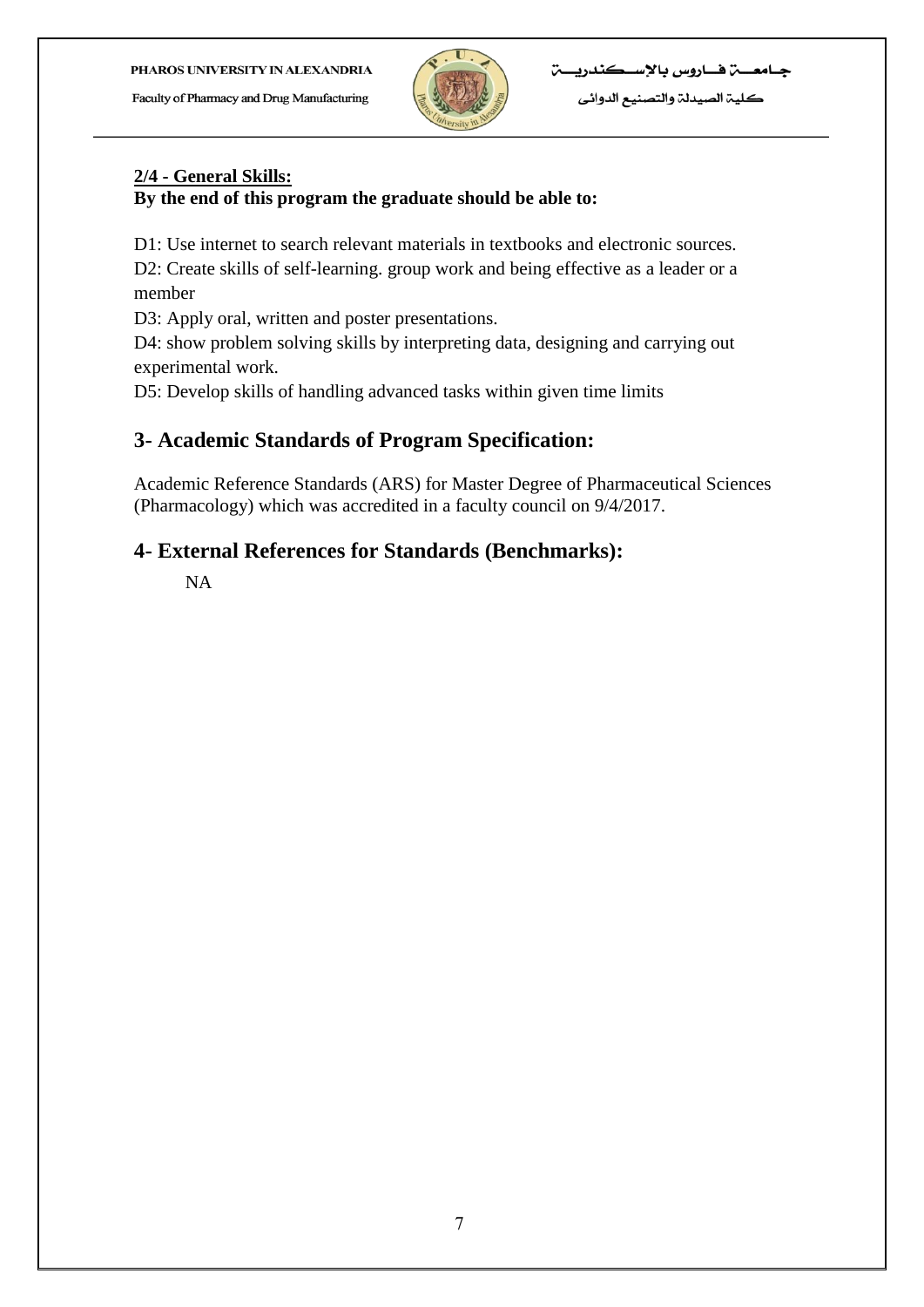**2/4 - General Skills:**

**By the end of this program the graduate should be able to:**

D1: Use internet to search relevant materials in textbooks and electronic sources.

D2: Create skills of self-learning. group work and being effective as a leader or a member

D3: Apply oral, written and poster presentations.

D4: show problem solving skills by interpreting data, designing and carrying out experimental work.

D5: Develop skills of handling advanced tasks within given time limits

## 3- Academic Standards of Program Specification:

Academic Reference Standards (ARS) for Master Degree of Pharmaceutical Sciences (Pharmacology) which was accredited in a faculty council on 9/4/2017.

## 4- External References for Standards (Benchmarks):

NA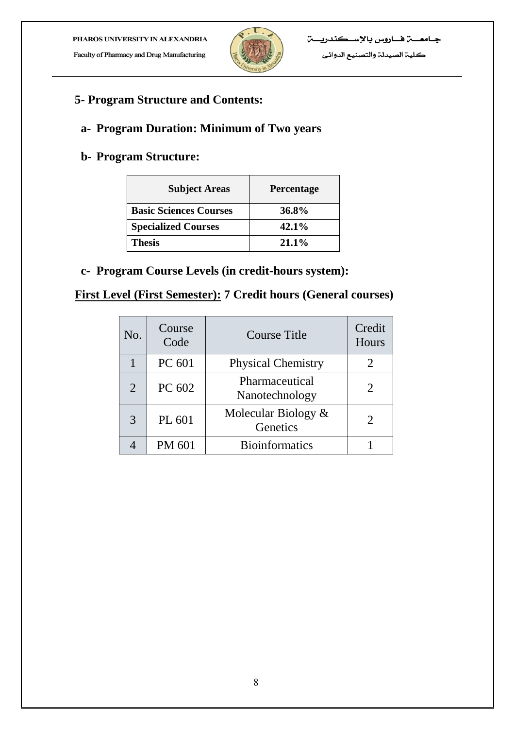## 5- Program Structure and Contents:

### a- Program Duration: Minimum of Two years

### b- Program Structure:

| Subject Areas | Percentage |
|---|---|
| **Basic Sciences Courses** | **36.8%** |
| **Specialized Courses** | **42.1%** |
| **Thesis** | **21.1%** |

### c- Program Course Levels (in credit-hours system):

**<u>First Level (First Semester):</u> 7 Credit hours (General courses)**

| No. | Course Code | Course Title | Credit Hours |
|---|---|---|---|
| 1 | PC 601 | Physical Chemistry | 2 |
| 2 | PC 602 | Pharmaceutical Nanotechnology | 2 |
| 3 | PL 601 | Molecular Biology & Genetics | 2 |
| 4 | PM 601 | Bioinformatics | 1 |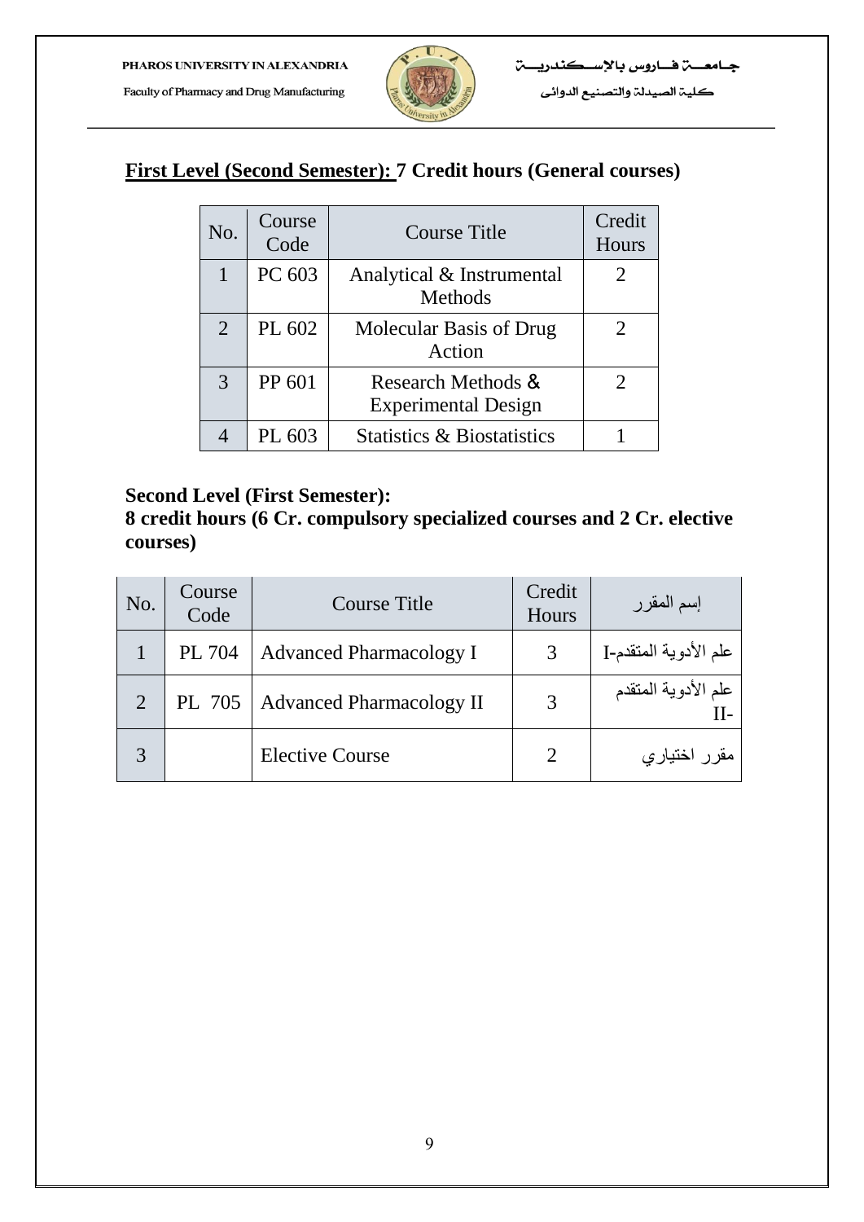**First Level (Second Semester): 7 Credit hours (General courses)**

| No. | Course Code | Course Title | Credit Hours |
|---|---|---|---|
| 1 | PC 603 | Analytical & Instrumental Methods | 2 |
| 2 | PL 602 | Molecular Basis of Drug Action | 2 |
| 3 | PP 601 | Research Methods & Experimental Design | 2 |
| 4 | PL 603 | Statistics & Biostatistics | 1 |

**Second Level (First Semester):**
**8 credit hours (6 Cr. compulsory specialized courses and 2 Cr. elective courses)**

| No. | Course Code | Course Title | Credit Hours | إسم المقرر |
|---|---|---|---|---|
| 1 | PL 704 | Advanced Pharmacology I | 3 | علم الأدوية المتقدم-I |
| 2 | PL 705 | Advanced Pharmacology II | 3 | علم الأدوية المتقدم -II |
| 3 | | Elective Course | 2 | مقرر اختياري |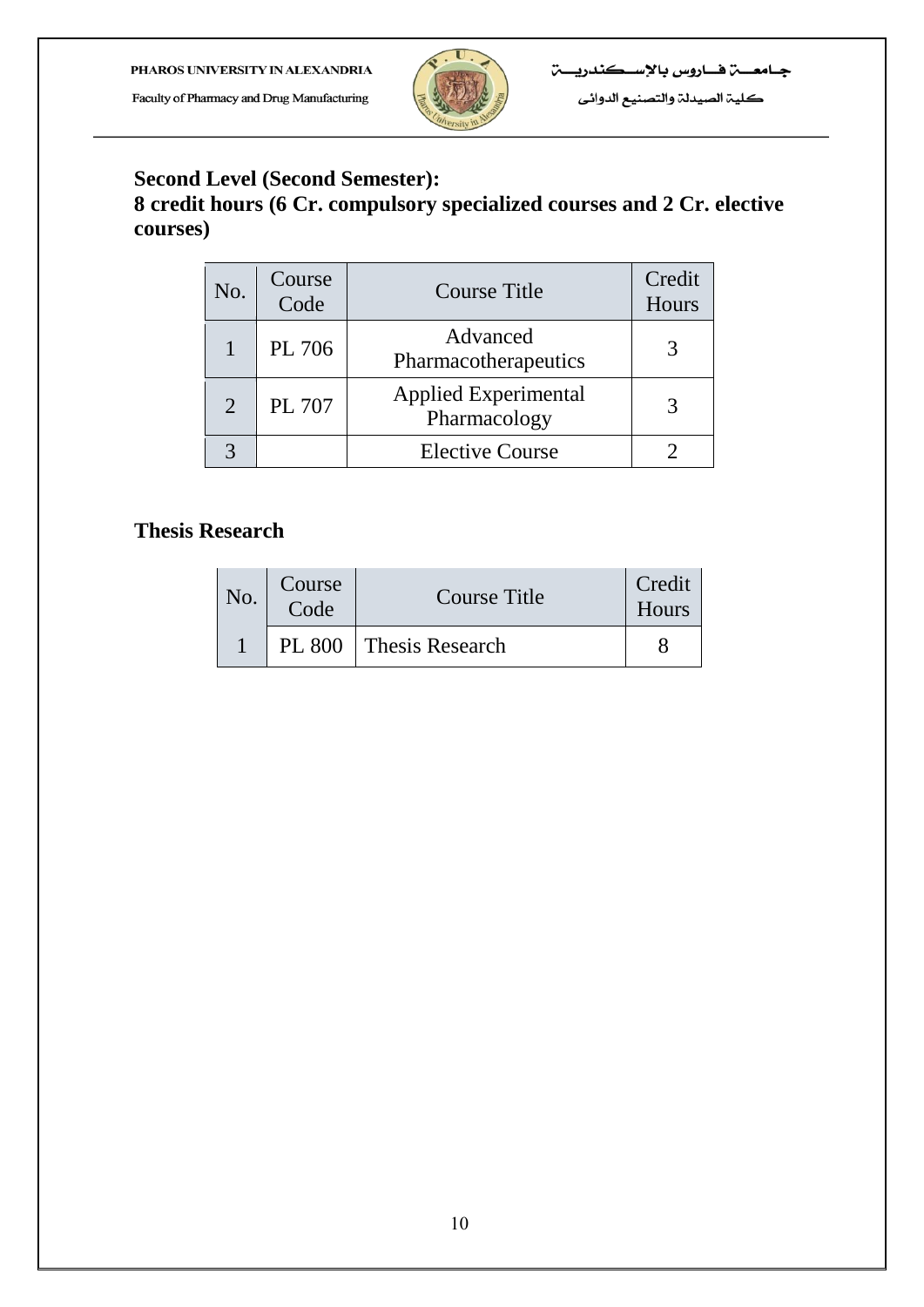**Second Level (Second Semester):**
**8 credit hours (6 Cr. compulsory specialized courses and 2 Cr. elective courses)**

| No. | Course Code | Course Title | Credit Hours |
|---|---|---|---|
| 1 | PL 706 | Advanced Pharmacotherapeutics | 3 |
| 2 | PL 707 | Applied Experimental Pharmacology | 3 |
| 3 | | Elective Course | 2 |

**Thesis Research**

| No. | Course Code | Course Title | Credit Hours |
|---|---|---|---|
| 1 | PL 800 | Thesis Research | 8 |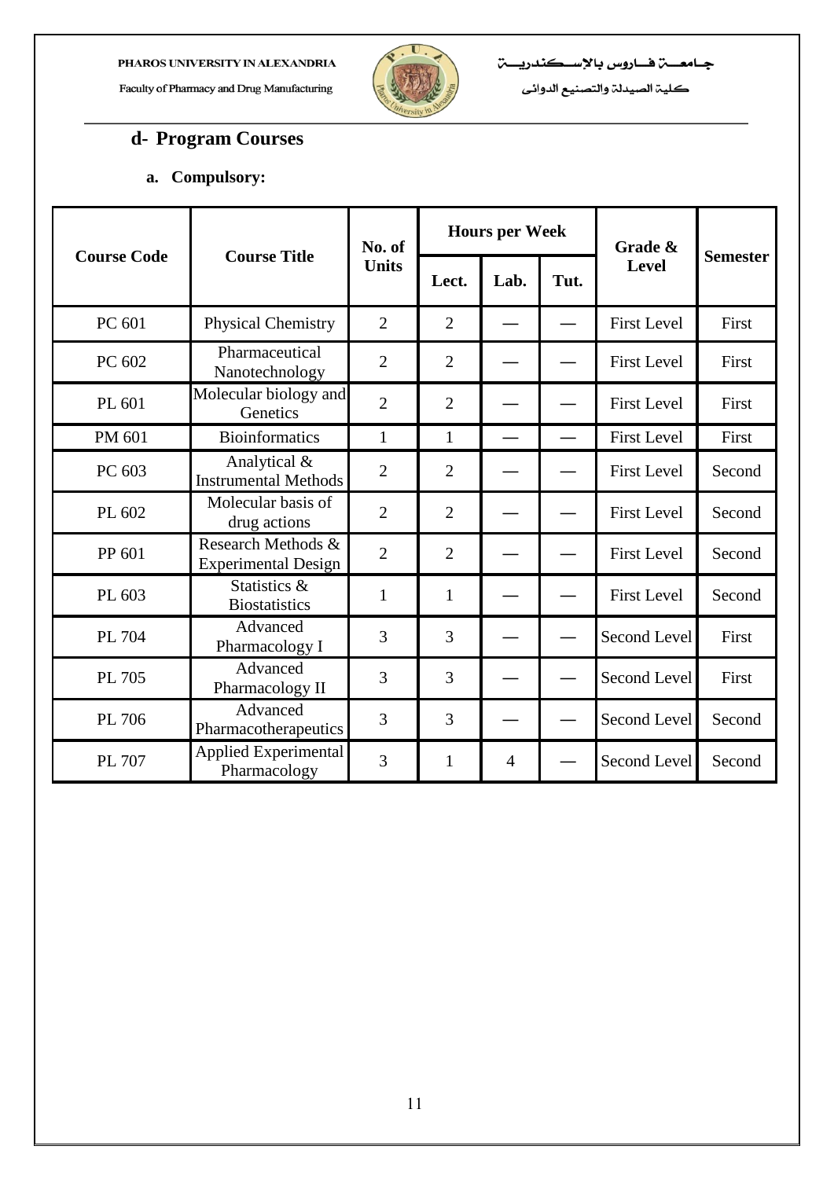## d- Program Courses

### a. Compulsory:

| Course Code | Course Title | No. of Units | Hours per Week | | | Grade & Level | Semester |
|---|---|---|---|---|---|---|---|
| | | | Lect. | Lab. | Tut. | | |
| PC 601 | Physical Chemistry | 2 | 2 | — | — | First Level | First |
| PC 602 | Pharmaceutical Nanotechnology | 2 | 2 | — | — | First Level | First |
| PL 601 | Molecular biology and Genetics | 2 | 2 | — | — | First Level | First |
| PM 601 | Bioinformatics | 1 | 1 | — | — | First Level | First |
| PC 603 | Analytical & Instrumental Methods | 2 | 2 | — | — | First Level | Second |
| PL 602 | Molecular basis of drug actions | 2 | 2 | — | — | First Level | Second |
| PP 601 | Research Methods & Experimental Design | 2 | 2 | — | — | First Level | Second |
| PL 603 | Statistics & Biostatistics | 1 | 1 | — | — | First Level | Second |
| PL 704 | Advanced Pharmacology I | 3 | 3 | — | — | Second Level | First |
| PL 705 | Advanced Pharmacology II | 3 | 3 | — | — | Second Level | First |
| PL 706 | Advanced Pharmacotherapeutics | 3 | 3 | — | — | Second Level | Second |
| PL 707 | Applied Experimental Pharmacology | 3 | 1 | 4 | — | Second Level | Second |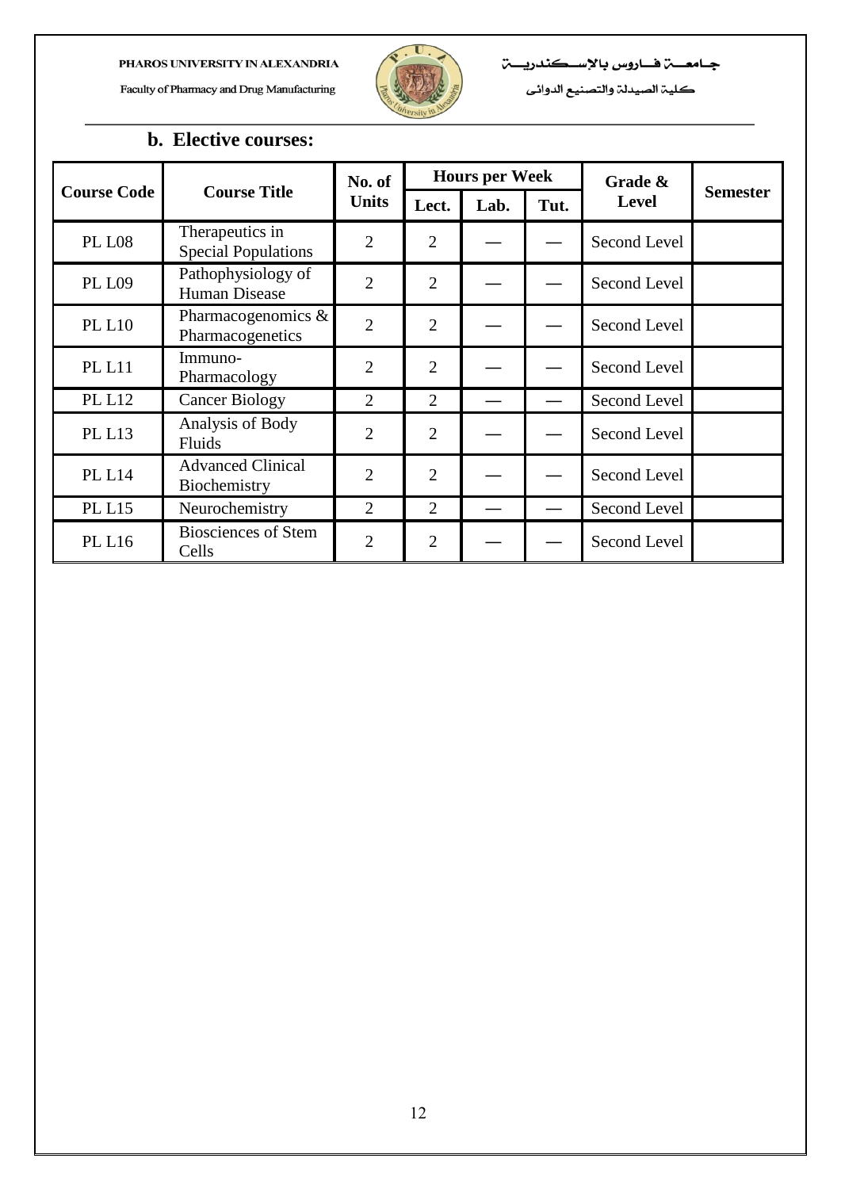## b. Elective courses:

| Course Code | Course Title | No. of Units | Hours per Week | | | Grade & Level | Semester |
|---|---|---|---|---|---|---|---|
| | | | Lect. | Lab. | Tut. | | |
| PL L08 | Therapeutics in Special Populations | 2 | 2 | — | — | Second Level | |
| PL L09 | Pathophysiology of Human Disease | 2 | 2 | — | — | Second Level | |
| PL L10 | Pharmacogenomics & Pharmacogenetics | 2 | 2 | — | — | Second Level | |
| PL L11 | Immuno-Pharmacology | 2 | 2 | — | — | Second Level | |
| PL L12 | Cancer Biology | 2 | 2 | — | — | Second Level | |
| PL L13 | Analysis of Body Fluids | 2 | 2 | — | — | Second Level | |
| PL L14 | Advanced Clinical Biochemistry | 2 | 2 | — | — | Second Level | |
| PL L15 | Neurochemistry | 2 | 2 | — | — | Second Level | |
| PL L16 | Biosciences of Stem Cells | 2 | 2 | — | — | Second Level | |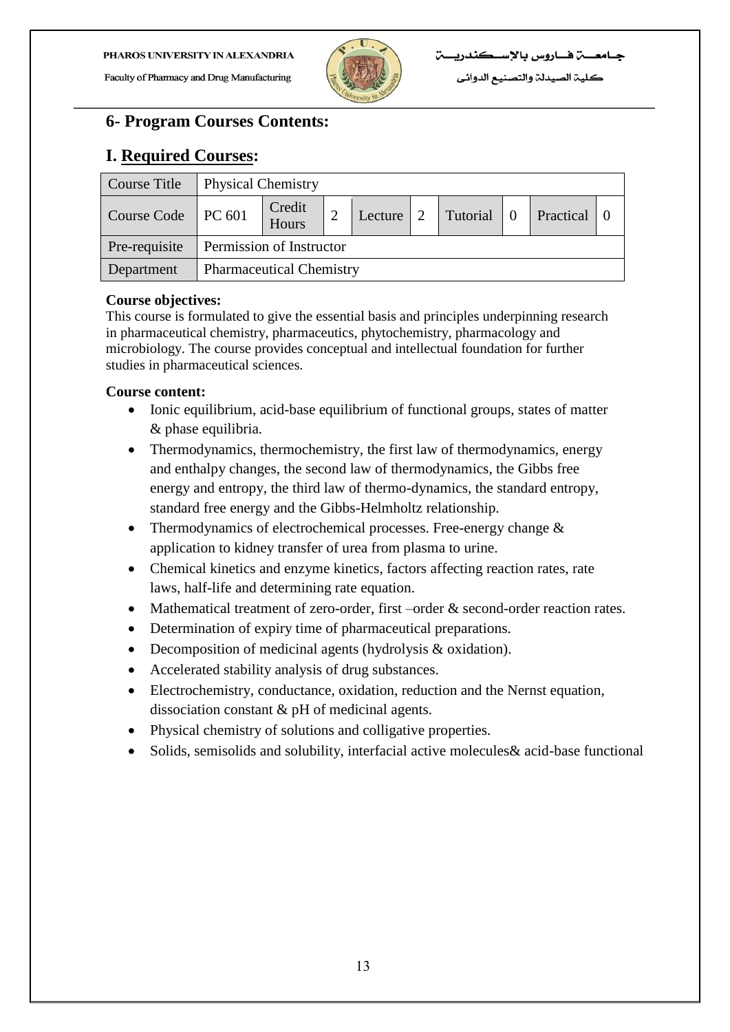## 6- Program Courses Contents:

## I. Required Courses:

| Course Title | Physical Chemistry | | | | | | | | |
|---|---|---|---|---|---|---|---|---|---|
| Course Code | PC 601 | Credit Hours | 2 | Lecture | 2 | Tutorial | 0 | Practical | 0 |
| Pre-requisite | Permission of Instructor | | | | | | | | |
| Department | Pharmaceutical Chemistry | | | | | | | | |

**Course objectives:**
This course is formulated to give the essential basis and principles underpinning research in pharmaceutical chemistry, pharmaceutics, phytochemistry, pharmacology and microbiology. The course provides conceptual and intellectual foundation for further studies in pharmaceutical sciences.

**Course content:**

- Ionic equilibrium, acid-base equilibrium of functional groups, states of matter & phase equilibria.
- Thermodynamics, thermochemistry, the first law of thermodynamics, energy and enthalpy changes, the second law of thermodynamics, the Gibbs free energy and entropy, the third law of thermo-dynamics, the standard entropy, standard free energy and the Gibbs-Helmholtz relationship.
- Thermodynamics of electrochemical processes. Free-energy change & application to kidney transfer of urea from plasma to urine.
- Chemical kinetics and enzyme kinetics, factors affecting reaction rates, rate laws, half-life and determining rate equation.
- Mathematical treatment of zero-order, first –order & second-order reaction rates.
- Determination of expiry time of pharmaceutical preparations.
- Decomposition of medicinal agents (hydrolysis & oxidation).
- Accelerated stability analysis of drug substances.
- Electrochemistry, conductance, oxidation, reduction and the Nernst equation, dissociation constant & pH of medicinal agents.
- Physical chemistry of solutions and colligative properties.
- Solids, semisolids and solubility, interfacial active molecules& acid-base functional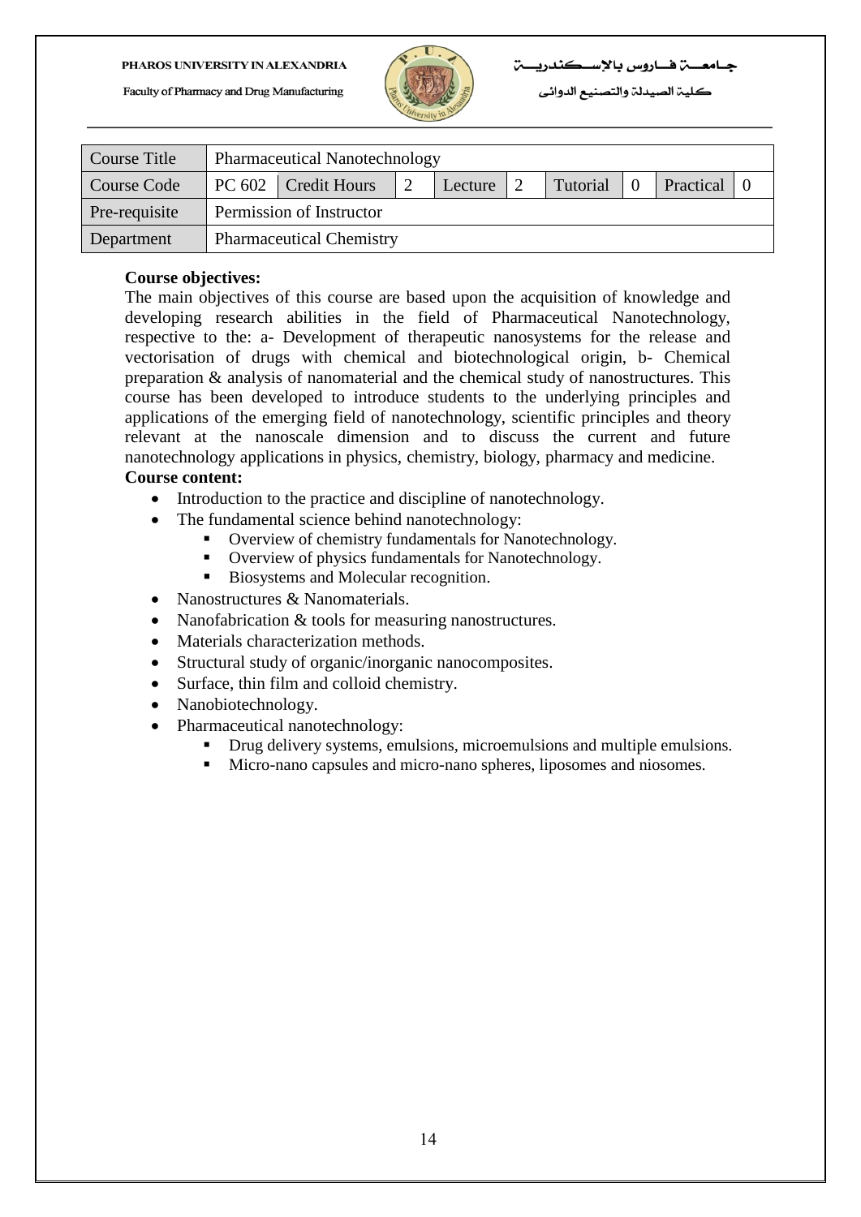| Course Title | Pharmaceutical Nanotechnology | | | | | | | | |
|---|---|---|---|---|---|---|---|---|---|
| Course Code | PC 602 | Credit Hours | 2 | Lecture | 2 | Tutorial | 0 | Practical | 0 |
| Pre-requisite | Permission of Instructor | | | | | | | | |
| Department | Pharmaceutical Chemistry | | | | | | | | |

**Course objectives:**

The main objectives of this course are based upon the acquisition of knowledge and developing research abilities in the field of Pharmaceutical Nanotechnology, respective to the: a- Development of therapeutic nanosystems for the release and vectorisation of drugs with chemical and biotechnological origin, b- Chemical preparation & analysis of nanomaterial and the chemical study of nanostructures. This course has been developed to introduce students to the underlying principles and applications of the emerging field of nanotechnology, scientific principles and theory relevant at the nanoscale dimension and to discuss the current and future nanotechnology applications in physics, chemistry, biology, pharmacy and medicine.

**Course content:**

- Introduction to the practice and discipline of nanotechnology.
- The fundamental science behind nanotechnology:
  - Overview of chemistry fundamentals for Nanotechnology.
  - Overview of physics fundamentals for Nanotechnology.
  - Biosystems and Molecular recognition.
- Nanostructures & Nanomaterials.
- Nanofabrication & tools for measuring nanostructures.
- Materials characterization methods.
- Structural study of organic/inorganic nanocomposites.
- Surface, thin film and colloid chemistry.
- Nanobiotechnology.
- Pharmaceutical nanotechnology:
  - Drug delivery systems, emulsions, microemulsions and multiple emulsions.
  - Micro-nano capsules and micro-nano spheres, liposomes and niosomes.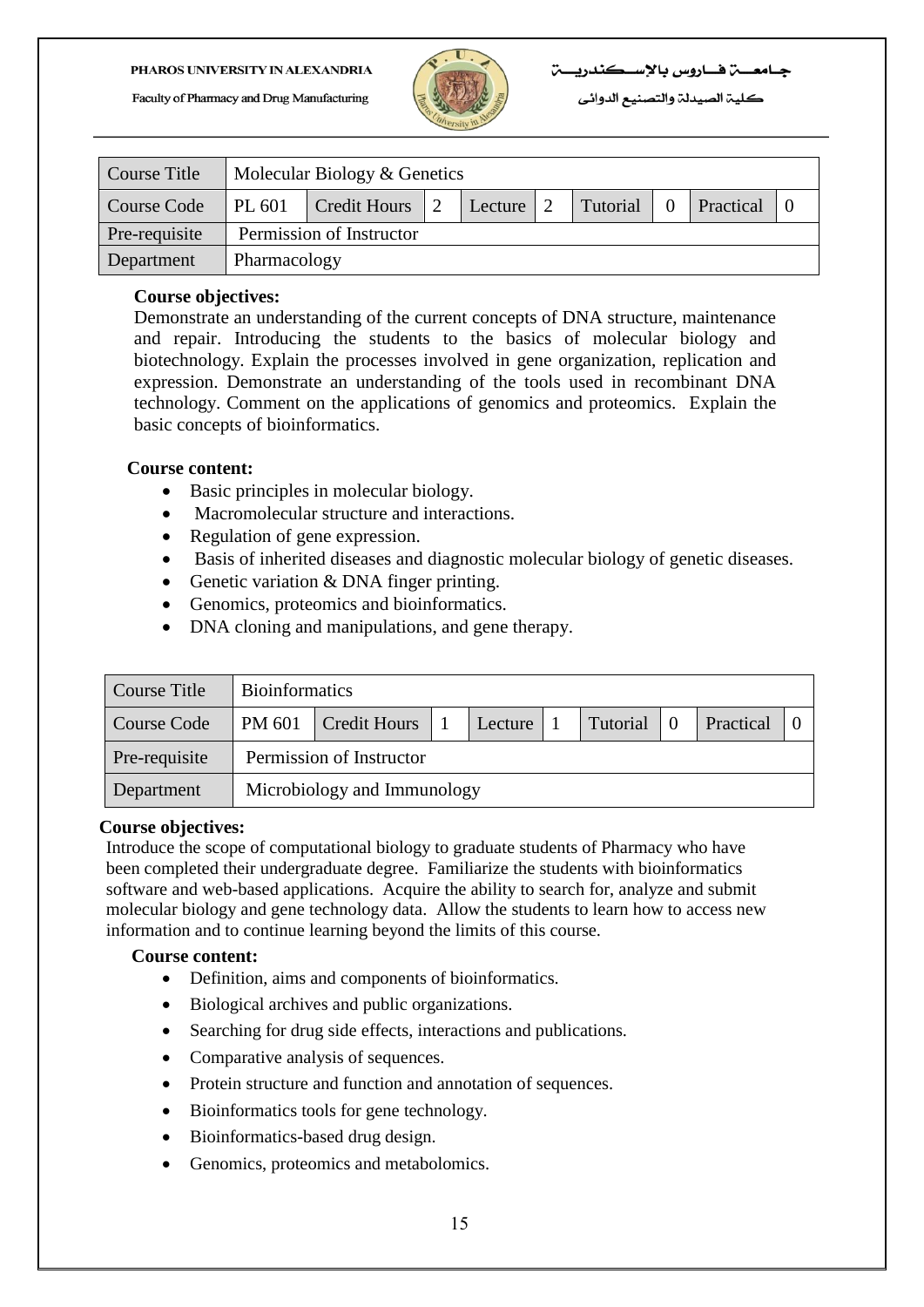| Course Title | Molecular Biology & Genetics | | | | | | | | | |
|---|---|---|---|---|---|---|---|---|---|---|
| Course Code | PL 601 | Credit Hours | 2 | Lecture | 2 | Tutorial | 0 | Practical | 0 |
| Pre-requisite | Permission of Instructor | | | | | | | | | |
| Department | Pharmacology | | | | | | | | | |

**Course objectives:**

Demonstrate an understanding of the current concepts of DNA structure, maintenance and repair. Introducing the students to the basics of molecular biology and biotechnology. Explain the processes involved in gene organization, replication and expression. Demonstrate an understanding of the tools used in recombinant DNA technology. Comment on the applications of genomics and proteomics. Explain the basic concepts of bioinformatics.

**Course content:**

- Basic principles in molecular biology.
- Macromolecular structure and interactions.
- Regulation of gene expression.
- Basis of inherited diseases and diagnostic molecular biology of genetic diseases.
- Genetic variation & DNA finger printing.
- Genomics, proteomics and bioinformatics.
- DNA cloning and manipulations, and gene therapy.

| Course Title | Bioinformatics | | | | | | | | |
|---|---|---|---|---|---|---|---|---|---|
| Course Code | PM 601 | Credit Hours | 1 | Lecture | 1 | Tutorial | 0 | Practical | 0 |
| Pre-requisite | Permission of Instructor | | | | | | | | |
| Department | Microbiology and Immunology | | | | | | | | |

**Course objectives:**

Introduce the scope of computational biology to graduate students of Pharmacy who have been completed their undergraduate degree. Familiarize the students with bioinformatics software and web-based applications. Acquire the ability to search for, analyze and submit molecular biology and gene technology data. Allow the students to learn how to access new information and to continue learning beyond the limits of this course.

**Course content:**

- Definition, aims and components of bioinformatics.
- Biological archives and public organizations.
- Searching for drug side effects, interactions and publications.
- Comparative analysis of sequences.
- Protein structure and function and annotation of sequences.
- Bioinformatics tools for gene technology.
- Bioinformatics-based drug design.
- Genomics, proteomics and metabolomics.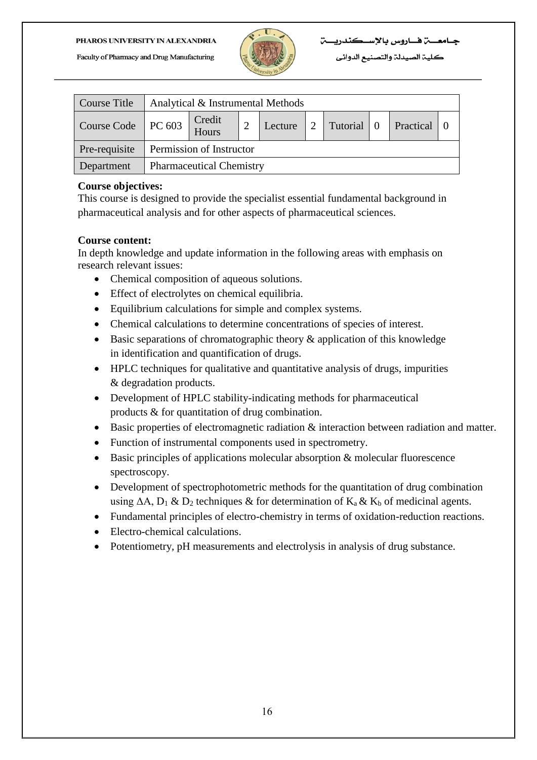| Course Title | Analytical & Instrumental Methods | | | | | | | | |
|---|---|---|---|---|---|---|---|---|---|
| Course Code | PC 603 | Credit Hours | 2 | Lecture | 2 | Tutorial | 0 | Practical | 0 |
| Pre-requisite | Permission of Instructor | | | | | | | | |
| Department | Pharmaceutical Chemistry | | | | | | | | |

**Course objectives:**

This course is designed to provide the specialist essential fundamental background in pharmaceutical analysis and for other aspects of pharmaceutical sciences.

**Course content:**

In depth knowledge and update information in the following areas with emphasis on research relevant issues:

- Chemical composition of aqueous solutions.
- Effect of electrolytes on chemical equilibria.
- Equilibrium calculations for simple and complex systems.
- Chemical calculations to determine concentrations of species of interest.
- Basic separations of chromatographic theory & application of this knowledge in identification and quantification of drugs.
- HPLC techniques for qualitative and quantitative analysis of drugs, impurities & degradation products.
- Development of HPLC stability-indicating methods for pharmaceutical products & for quantitation of drug combination.
- Basic properties of electromagnetic radiation & interaction between radiation and matter.
- Function of instrumental components used in spectrometry.
- Basic principles of applications molecular absorption & molecular fluorescence spectroscopy.
- Development of spectrophotometric methods for the quantitation of drug combination using $\Delta A$, $D_1$ & $D_2$ techniques & for determination of $K_a$ & $K_b$ of medicinal agents.
- Fundamental principles of electro-chemistry in terms of oxidation-reduction reactions.
- Electro-chemical calculations.
- Potentiometry, pH measurements and electrolysis in analysis of drug substance.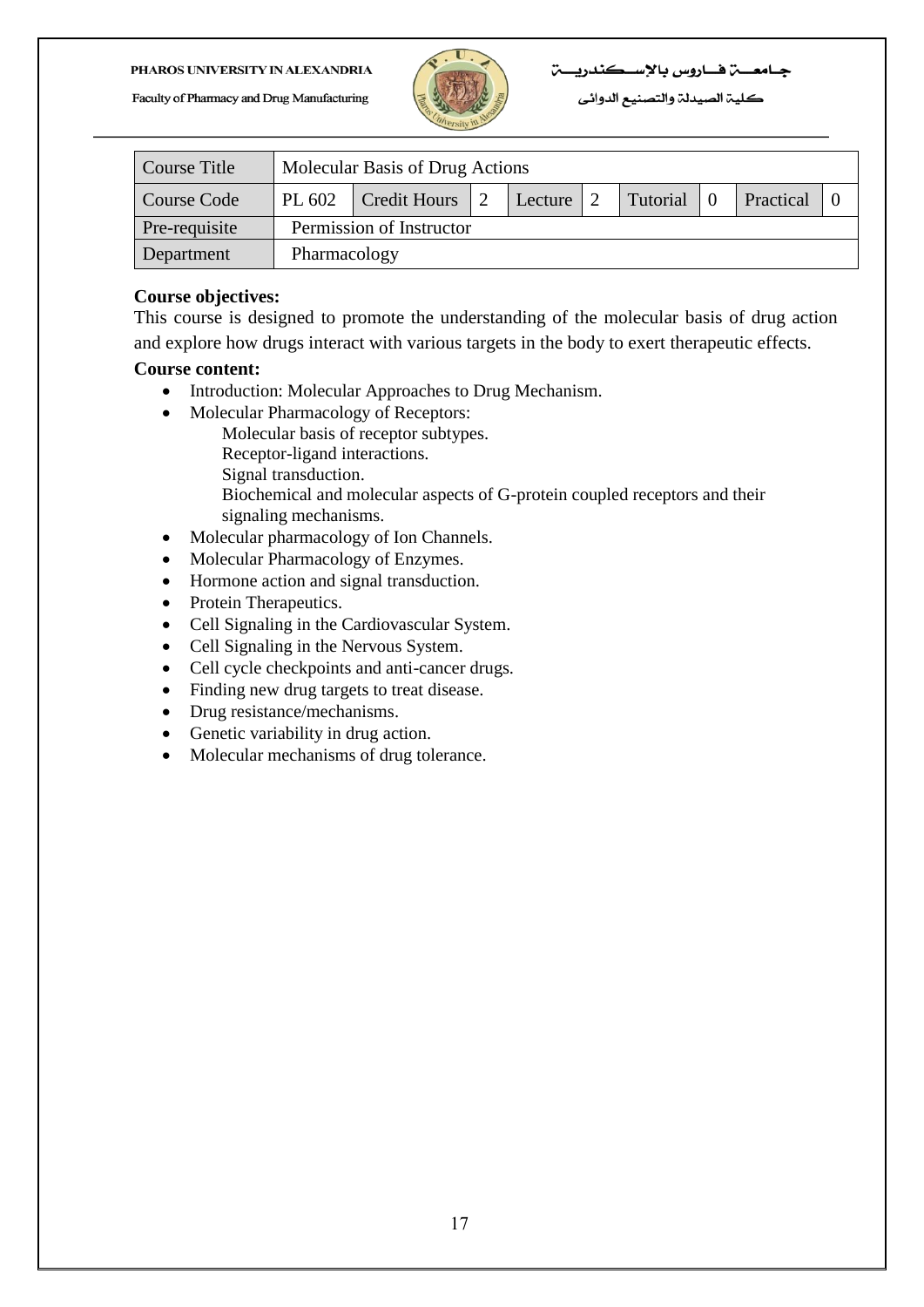| Course Title | Molecular Basis of Drug Actions | | | | | | | | |
|---|---|---|---|---|---|---|---|---|---|
| Course Code | PL 602 | Credit Hours | 2 | Lecture | 2 | Tutorial | 0 | Practical | 0 |
| Pre-requisite | Permission of Instructor | | | | | | | | |
| Department | Pharmacology | | | | | | | | |

**Course objectives:**

This course is designed to promote the understanding of the molecular basis of drug action and explore how drugs interact with various targets in the body to exert therapeutic effects.

**Course content:**

- Introduction: Molecular Approaches to Drug Mechanism.
- Molecular Pharmacology of Receptors:
  - Molecular basis of receptor subtypes.
  - Receptor-ligand interactions.
  - Signal transduction.
  - Biochemical and molecular aspects of G-protein coupled receptors and their signaling mechanisms.
- Molecular pharmacology of Ion Channels.
- Molecular Pharmacology of Enzymes.
- Hormone action and signal transduction.
- Protein Therapeutics.
- Cell Signaling in the Cardiovascular System.
- Cell Signaling in the Nervous System.
- Cell cycle checkpoints and anti-cancer drugs.
- Finding new drug targets to treat disease.
- Drug resistance/mechanisms.
- Genetic variability in drug action.
- Molecular mechanisms of drug tolerance.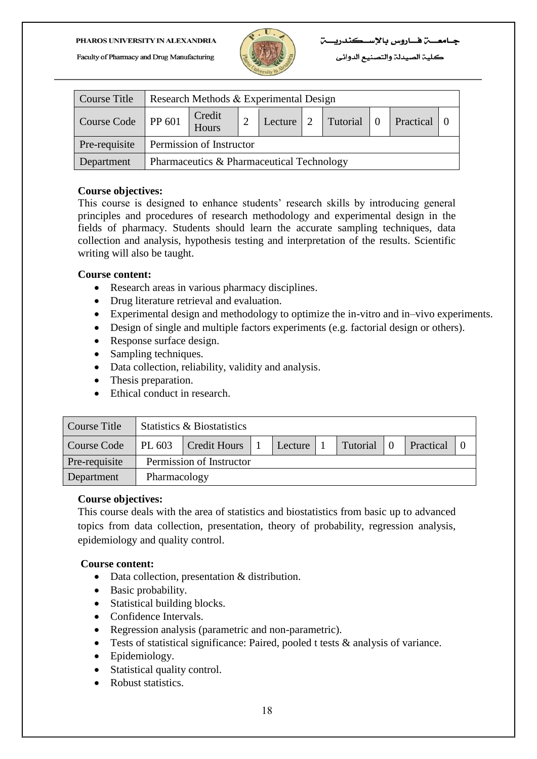| Course Title | Research Methods & Experimental Design | | | | | | | | |
|---|---|---|---|---|---|---|---|---|---|
| Course Code | PP 601 | Credit Hours | 2 | Lecture | 2 | Tutorial | 0 | Practical | 0 |
| Pre-requisite | Permission of Instructor | | | | | | | | |
| Department | Pharmaceutics & Pharmaceutical Technology | | | | | | | | |

**Course objectives:**

This course is designed to enhance students' research skills by introducing general principles and procedures of research methodology and experimental design in the fields of pharmacy. Students should learn the accurate sampling techniques, data collection and analysis, hypothesis testing and interpretation of the results. Scientific writing will also be taught.

**Course content:**

- Research areas in various pharmacy disciplines.
- Drug literature retrieval and evaluation.
- Experimental design and methodology to optimize the in-vitro and in–vivo experiments.
- Design of single and multiple factors experiments (e.g. factorial design or others).
- Response surface design.
- Sampling techniques.
- Data collection, reliability, validity and analysis.
- Thesis preparation.
- Ethical conduct in research.

| Course Title | Statistics & Biostatistics | | | | | | | | |
|---|---|---|---|---|---|---|---|---|---|
| Course Code | PL 603 | Credit Hours | 1 | Lecture | 1 | Tutorial | 0 | Practical | 0 |
| Pre-requisite | Permission of Instructor | | | | | | | | |
| Department | Pharmacology | | | | | | | | |

**Course objectives:**

This course deals with the area of statistics and biostatistics from basic up to advanced topics from data collection, presentation, theory of probability, regression analysis, epidemiology and quality control.

**Course content:**

- Data collection, presentation & distribution.
- Basic probability.
- Statistical building blocks.
- Confidence Intervals.
- Regression analysis (parametric and non-parametric).
- Tests of statistical significance: Paired, pooled t tests & analysis of variance.
- Epidemiology.
- Statistical quality control.
- Robust statistics.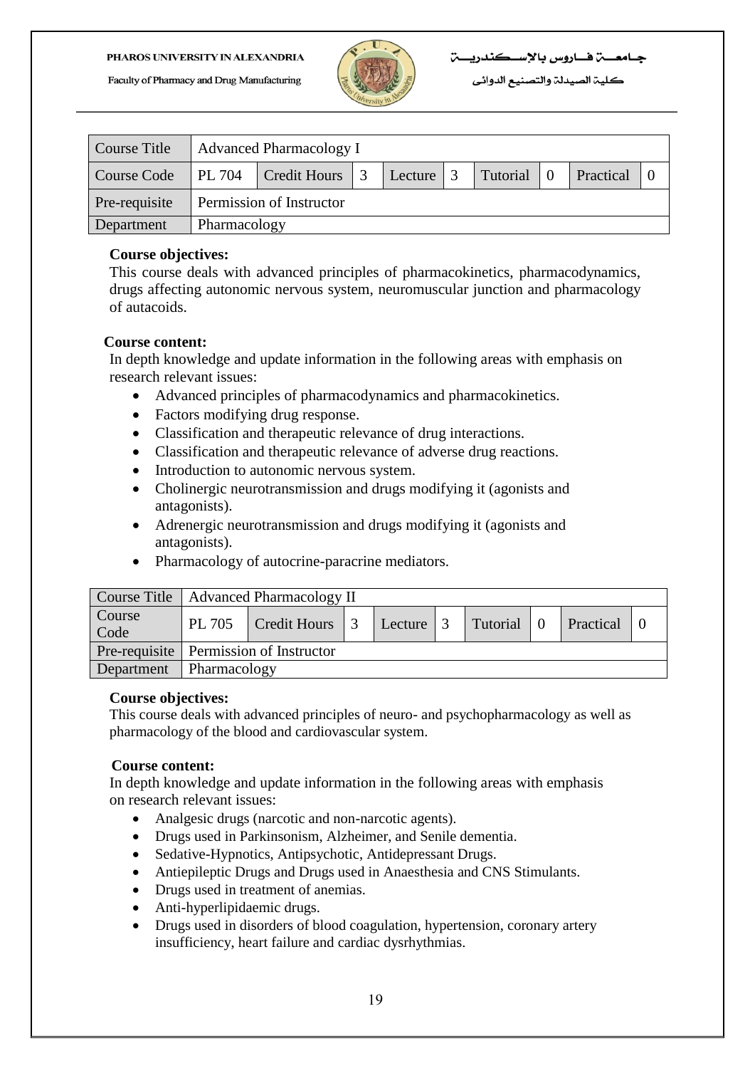| Course Title | Advanced Pharmacology I | | | | | | | | |
|---|---|---|---|---|---|---|---|---|---|
| Course Code | PL 704 | Credit Hours | 3 | Lecture | 3 | Tutorial | 0 | Practical | 0 |
| Pre-requisite | Permission of Instructor | | | | | | | | |
| Department | Pharmacology | | | | | | | | |

**Course objectives:**

This course deals with advanced principles of pharmacokinetics, pharmacodynamics, drugs affecting autonomic nervous system, neuromuscular junction and pharmacology of autacoids.

**Course content:**

In depth knowledge and update information in the following areas with emphasis on research relevant issues:

- Advanced principles of pharmacodynamics and pharmacokinetics.
- Factors modifying drug response.
- Classification and therapeutic relevance of drug interactions.
- Classification and therapeutic relevance of adverse drug reactions.
- Introduction to autonomic nervous system.
- Cholinergic neurotransmission and drugs modifying it (agonists and antagonists).
- Adrenergic neurotransmission and drugs modifying it (agonists and antagonists).
- Pharmacology of autocrine-paracrine mediators.

| Course Title | Advanced Pharmacology II | | | | | | | | |
|---|---|---|---|---|---|---|---|---|---|
| Course Code | PL 705 | Credit Hours | 3 | Lecture | 3 | Tutorial | 0 | Practical | 0 |
| Pre-requisite | Permission of Instructor | | | | | | | | |
| Department | Pharmacology | | | | | | | | |

**Course objectives:**

This course deals with advanced principles of neuro- and psychopharmacology as well as pharmacology of the blood and cardiovascular system.

**Course content:**

In depth knowledge and update information in the following areas with emphasis on research relevant issues:

- Analgesic drugs (narcotic and non-narcotic agents).
- Drugs used in Parkinsonism, Alzheimer, and Senile dementia.
- Sedative-Hypnotics, Antipsychotic, Antidepressant Drugs.
- Antiepileptic Drugs and Drugs used in Anaesthesia and CNS Stimulants.
- Drugs used in treatment of anemias.
- Anti-hyperlipidaemic drugs.
- Drugs used in disorders of blood coagulation, hypertension, coronary artery insufficiency, heart failure and cardiac dysrhythmias.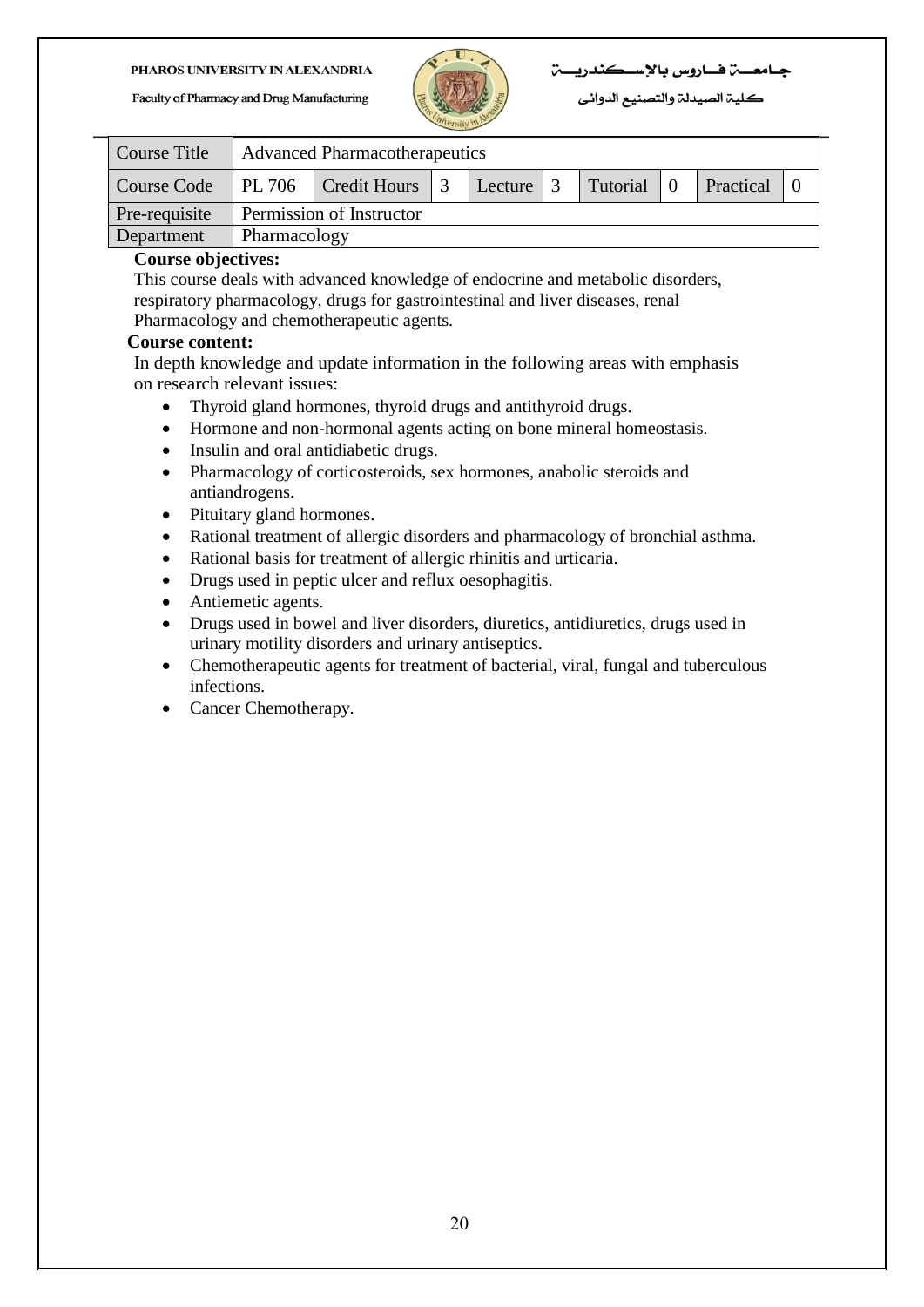| Course Title | Advanced Pharmacotherapeutics | | | | | | | | |
|---|---|---|---|---|---|---|---|---|---|
| Course Code | PL 706 | Credit Hours | 3 | Lecture | 3 | Tutorial | 0 | Practical | 0 |
| Pre-requisite | Permission of Instructor | | | | | | | | |
| Department | Pharmacology | | | | | | | | |

**Course objectives:**

This course deals with advanced knowledge of endocrine and metabolic disorders, respiratory pharmacology, drugs for gastrointestinal and liver diseases, renal Pharmacology and chemotherapeutic agents.

**Course content:**

In depth knowledge and update information in the following areas with emphasis on research relevant issues:

- Thyroid gland hormones, thyroid drugs and antithyroid drugs.
- Hormone and non-hormonal agents acting on bone mineral homeostasis.
- Insulin and oral antidiabetic drugs.
- Pharmacology of corticosteroids, sex hormones, anabolic steroids and antiandrogens.
- Pituitary gland hormones.
- Rational treatment of allergic disorders and pharmacology of bronchial asthma.
- Rational basis for treatment of allergic rhinitis and urticaria.
- Drugs used in peptic ulcer and reflux oesophagitis.
- Antiemetic agents.
- Drugs used in bowel and liver disorders, diuretics, antidiuretics, drugs used in urinary motility disorders and urinary antiseptics.
- Chemotherapeutic agents for treatment of bacterial, viral, fungal and tuberculous infections.
- Cancer Chemotherapy.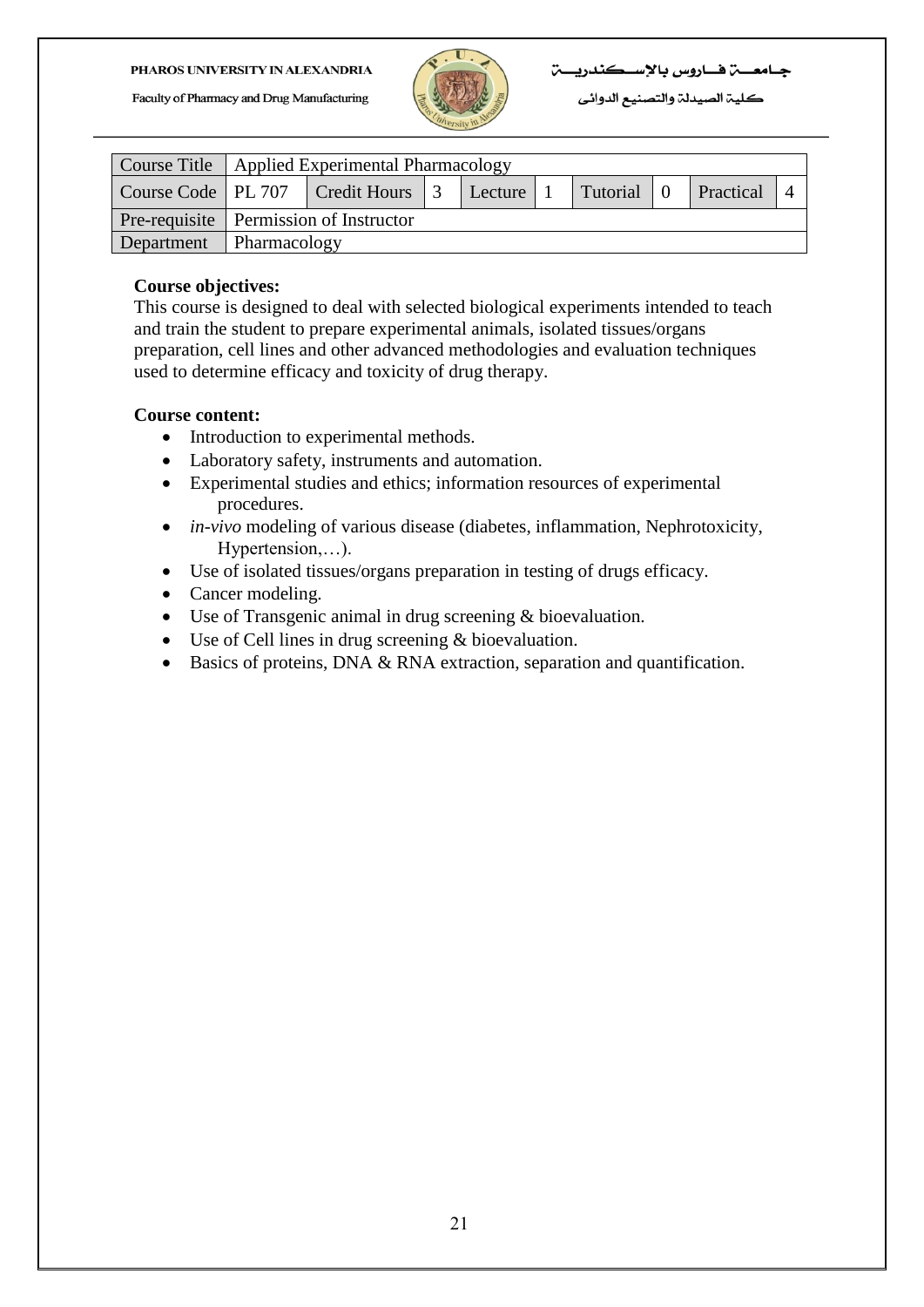| Course Title | Applied Experimental Pharmacology | | | | | | | | |
|---|---|---|---|---|---|---|---|---|---|
| Course Code | PL 707 | Credit Hours | 3 | Lecture | 1 | Tutorial | 0 | Practical | 4 |
| Pre-requisite | Permission of Instructor | | | | | | | | |
| Department | Pharmacology | | | | | | | | |

**Course objectives:**
This course is designed to deal with selected biological experiments intended to teach and train the student to prepare experimental animals, isolated tissues/organs preparation, cell lines and other advanced methodologies and evaluation techniques used to determine efficacy and toxicity of drug therapy.

**Course content:**

- Introduction to experimental methods.
- Laboratory safety, instruments and automation.
- Experimental studies and ethics; information resources of experimental procedures.
- *in-vivo* modeling of various disease (diabetes, inflammation, Nephrotoxicity, Hypertension,…).
- Use of isolated tissues/organs preparation in testing of drugs efficacy.
- Cancer modeling.
- Use of Transgenic animal in drug screening & bioevaluation.
- Use of Cell lines in drug screening & bioevaluation.
- Basics of proteins, DNA & RNA extraction, separation and quantification.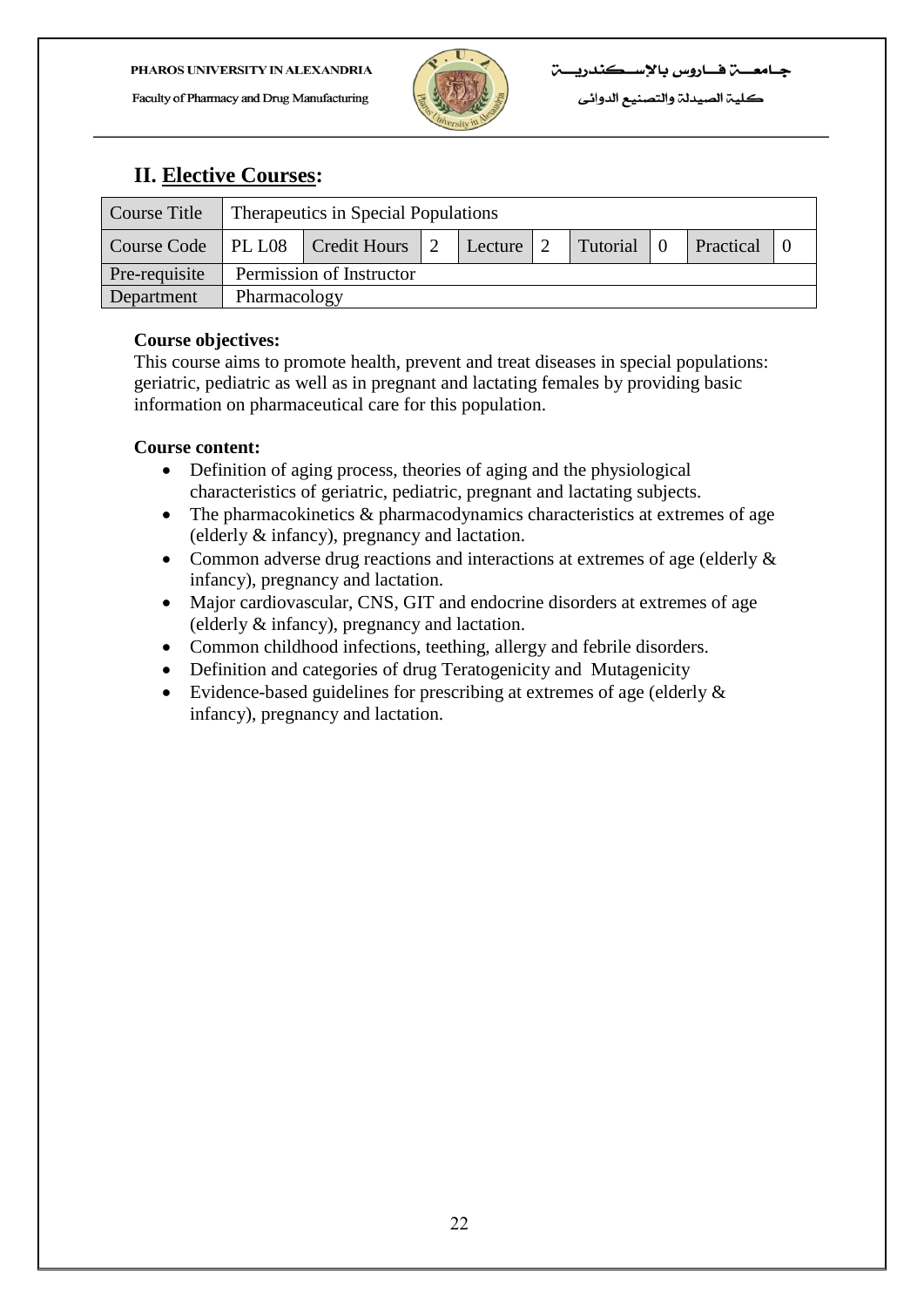## II. **Elective Courses**:

| Course Title | Therapeutics in Special Populations | | | | | | | | |
|---|---|---|---|---|---|---|---|---|---|
| Course Code | PL L08 | Credit Hours | 2 | Lecture | 2 | Tutorial | 0 | Practical | 0 |
| Pre-requisite | Permission of Instructor | | | | | | | | |
| Department | Pharmacology | | | | | | | | |

**Course objectives:**

This course aims to promote health, prevent and treat diseases in special populations: geriatric, pediatric as well as in pregnant and lactating females by providing basic information on pharmaceutical care for this population.

**Course content:**

- Definition of aging process, theories of aging and the physiological characteristics of geriatric, pediatric, pregnant and lactating subjects.
- The pharmacokinetics & pharmacodynamics characteristics at extremes of age (elderly & infancy), pregnancy and lactation.
- Common adverse drug reactions and interactions at extremes of age (elderly & infancy), pregnancy and lactation.
- Major cardiovascular, CNS, GIT and endocrine disorders at extremes of age (elderly & infancy), pregnancy and lactation.
- Common childhood infections, teething, allergy and febrile disorders.
- Definition and categories of drug Teratogenicity and Mutagenicity
- Evidence-based guidelines for prescribing at extremes of age (elderly & infancy), pregnancy and lactation.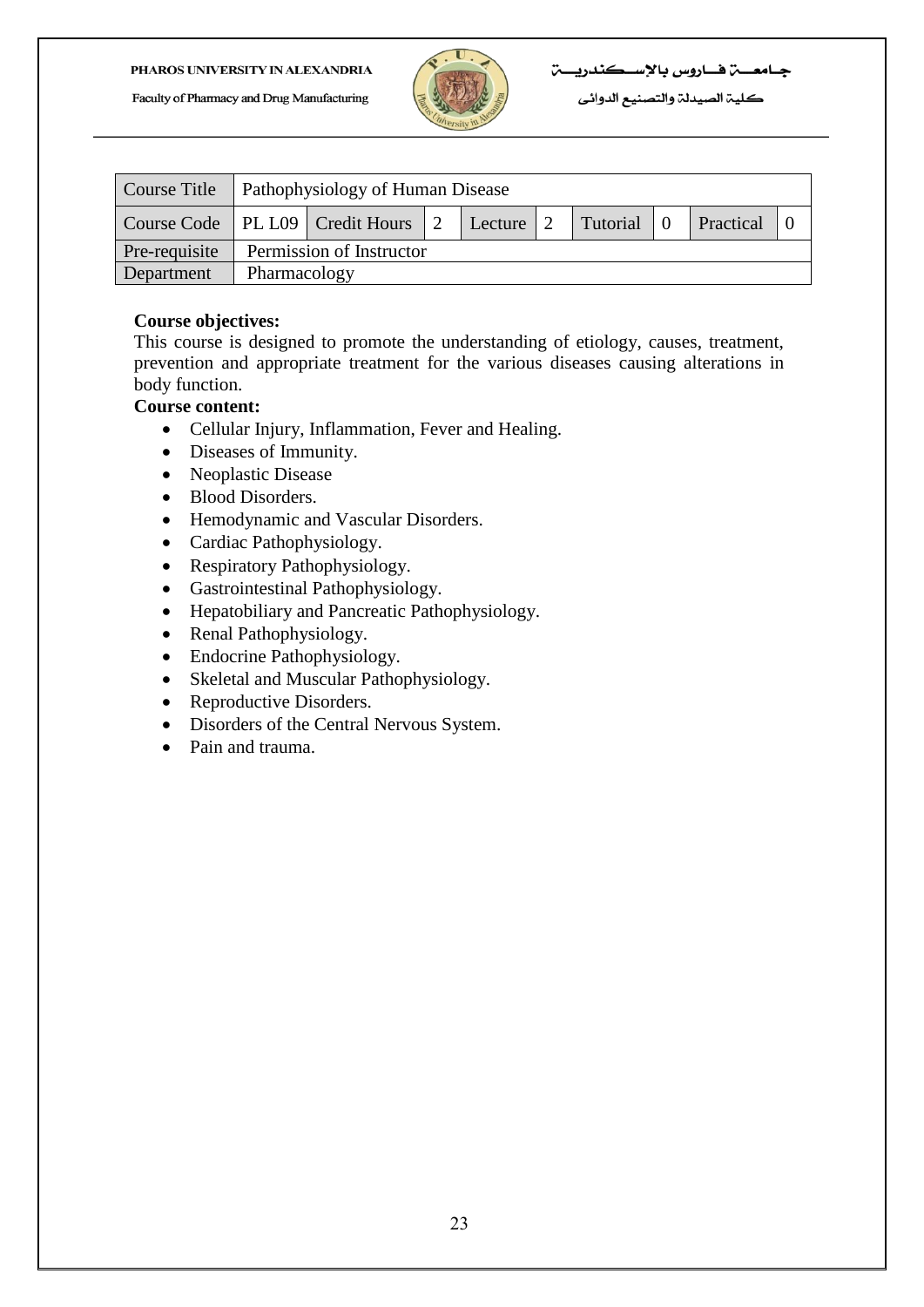| Course Title | Pathophysiology of Human Disease | | | | | | | | |
|---|---|---|---|---|---|---|---|---|---|
| Course Code | PL L09 | Credit Hours | 2 | Lecture | 2 | Tutorial | 0 | Practical | 0 |
| Pre-requisite | Permission of Instructor | | | | | | | | |
| Department | Pharmacology | | | | | | | | |

**Course objectives:**

This course is designed to promote the understanding of etiology, causes, treatment, prevention and appropriate treatment for the various diseases causing alterations in body function.

**Course content:**

- Cellular Injury, Inflammation, Fever and Healing.
- Diseases of Immunity.
- Neoplastic Disease
- Blood Disorders.
- Hemodynamic and Vascular Disorders.
- Cardiac Pathophysiology.
- Respiratory Pathophysiology.
- Gastrointestinal Pathophysiology.
- Hepatobiliary and Pancreatic Pathophysiology.
- Renal Pathophysiology.
- Endocrine Pathophysiology.
- Skeletal and Muscular Pathophysiology.
- Reproductive Disorders.
- Disorders of the Central Nervous System.
- Pain and trauma.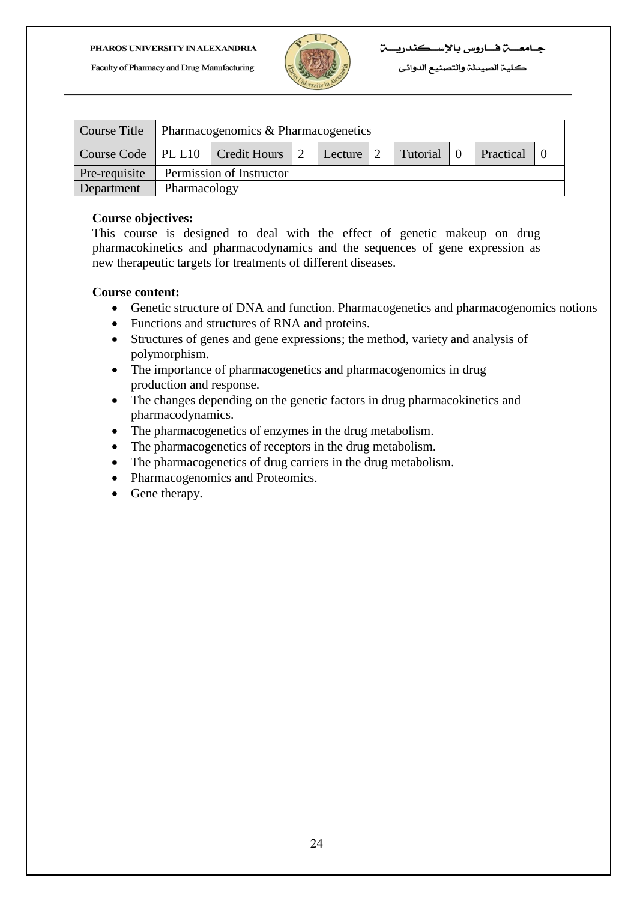| Course Title | Pharmacogenomics & Pharmacogenetics | | | | | | | | |
|---|---|---|---|---|---|---|---|---|---|
| Course Code | PL L10 | Credit Hours | 2 | Lecture | 2 | Tutorial | 0 | Practical | 0 |
| Pre-requisite | Permission of Instructor | | | | | | | | |
| Department | Pharmacology | | | | | | | | |

**Course objectives:**

This course is designed to deal with the effect of genetic makeup on drug pharmacokinetics and pharmacodynamics and the sequences of gene expression as new therapeutic targets for treatments of different diseases.

**Course content:**

- Genetic structure of DNA and function. Pharmacogenetics and pharmacogenomics notions
- Functions and structures of RNA and proteins.
- Structures of genes and gene expressions; the method, variety and analysis of polymorphism.
- The importance of pharmacogenetics and pharmacogenomics in drug production and response.
- The changes depending on the genetic factors in drug pharmacokinetics and pharmacodynamics.
- The pharmacogenetics of enzymes in the drug metabolism.
- The pharmacogenetics of receptors in the drug metabolism.
- The pharmacogenetics of drug carriers in the drug metabolism.
- Pharmacogenomics and Proteomics.
- Gene therapy.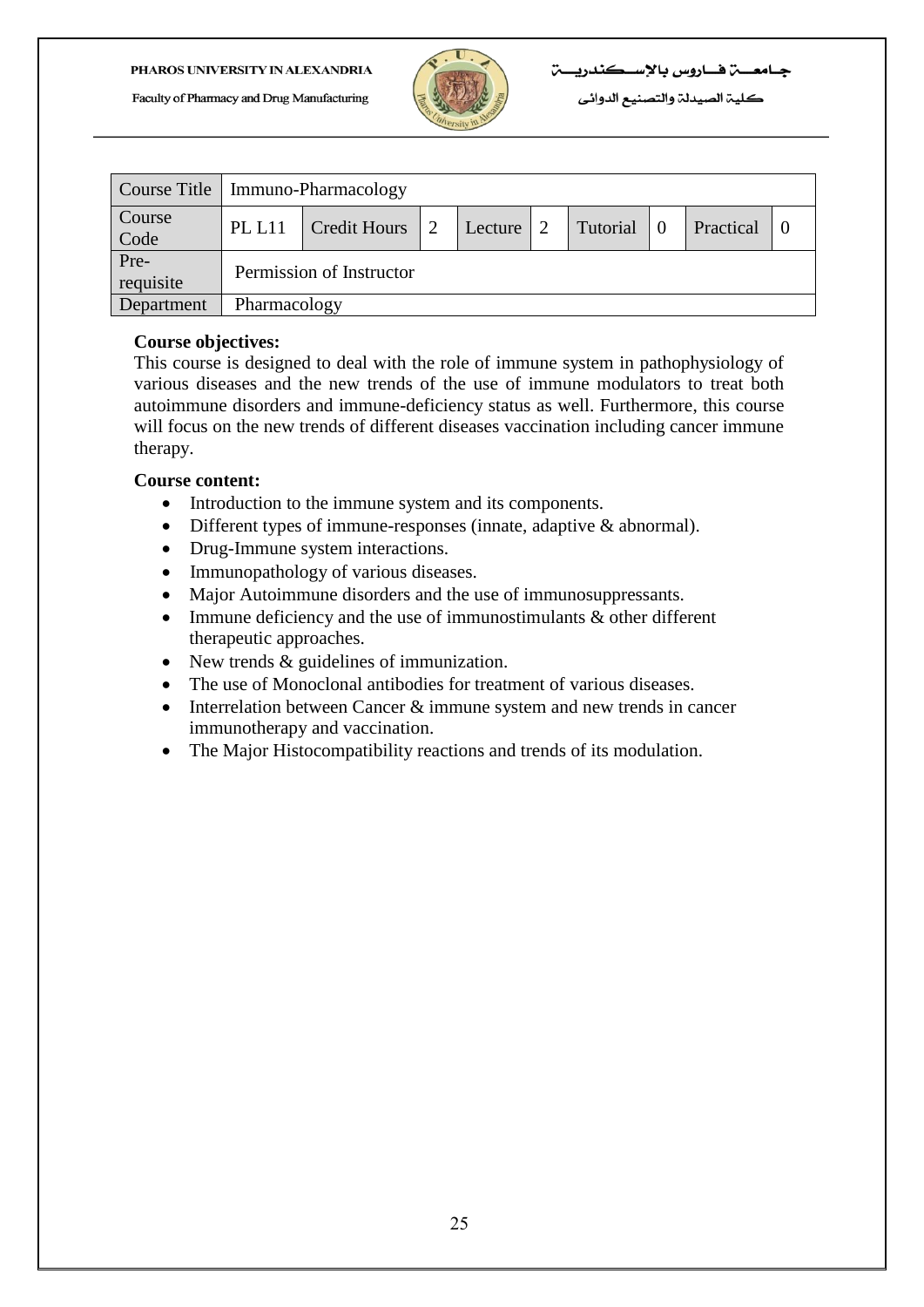| Course Title | Immuno-Pharmacology | | | | | | | | |
|---|---|---|---|---|---|---|---|---|---|
| Course Code | PL L11 | Credit Hours | 2 | Lecture | 2 | Tutorial | 0 | Practical | 0 |
| Pre-requisite | Permission of Instructor | | | | | | | | |
| Department | Pharmacology | | | | | | | | |

**Course objectives:**

This course is designed to deal with the role of immune system in pathophysiology of various diseases and the new trends of the use of immune modulators to treat both autoimmune disorders and immune-deficiency status as well. Furthermore, this course will focus on the new trends of different diseases vaccination including cancer immune therapy.

**Course content:**

- Introduction to the immune system and its components.
- Different types of immune-responses (innate, adaptive & abnormal).
- Drug-Immune system interactions.
- Immunopathology of various diseases.
- Major Autoimmune disorders and the use of immunosuppressants.
- Immune deficiency and the use of immunostimulants & other different therapeutic approaches.
- New trends & guidelines of immunization.
- The use of Monoclonal antibodies for treatment of various diseases.
- Interrelation between Cancer & immune system and new trends in cancer immunotherapy and vaccination.
- The Major Histocompatibility reactions and trends of its modulation.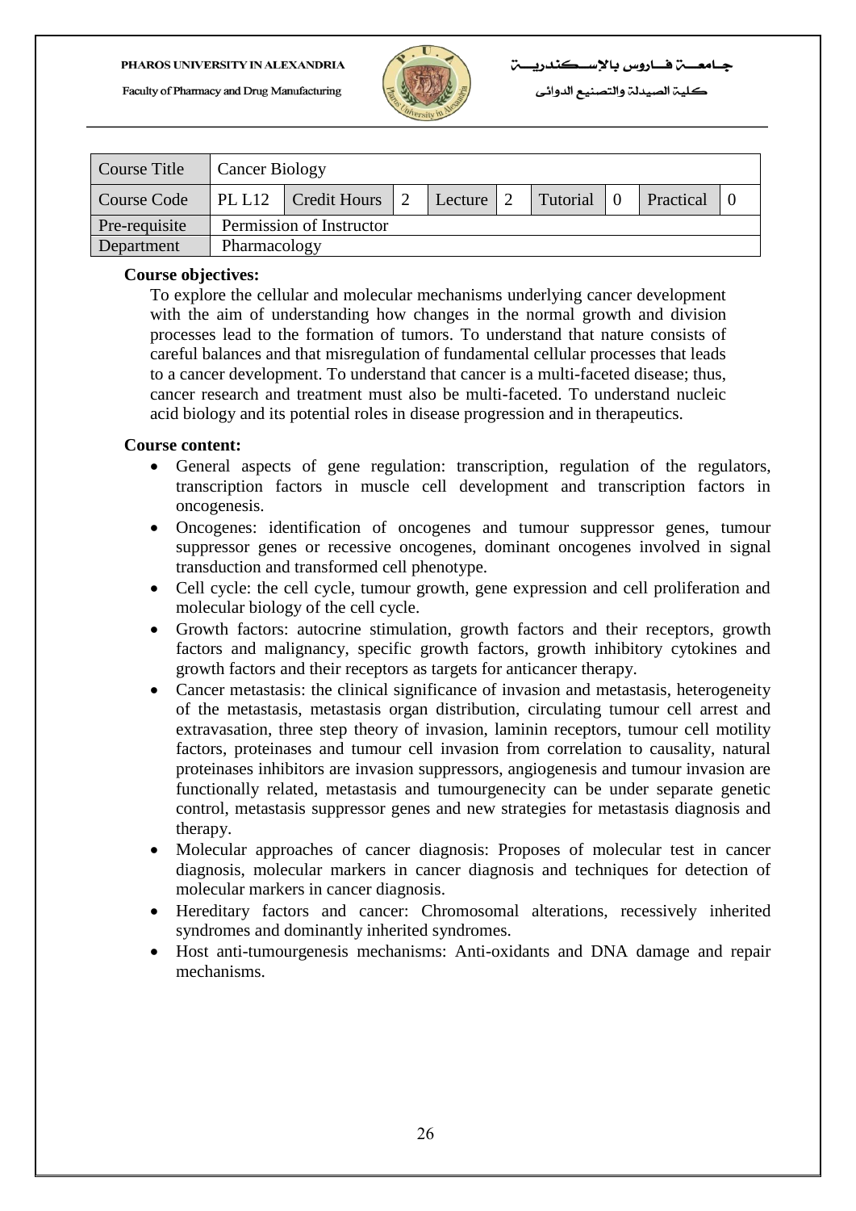| Course Title | Cancer Biology | | | | | | | | |
|---|---|---|---|---|---|---|---|---|---|
| Course Code | PL L12 | Credit Hours | 2 | Lecture | 2 | Tutorial | 0 | Practical | 0 |
| Pre-requisite | Permission of Instructor | | | | | | | | |
| Department | Pharmacology | | | | | | | | |

**Course objectives:**

To explore the cellular and molecular mechanisms underlying cancer development with the aim of understanding how changes in the normal growth and division processes lead to the formation of tumors. To understand that nature consists of careful balances and that misregulation of fundamental cellular processes that leads to a cancer development. To understand that cancer is a multi-faceted disease; thus, cancer research and treatment must also be multi-faceted. To understand nucleic acid biology and its potential roles in disease progression and in therapeutics.

**Course content:**

- General aspects of gene regulation: transcription, regulation of the regulators, transcription factors in muscle cell development and transcription factors in oncogenesis.
- Oncogenes: identification of oncogenes and tumour suppressor genes, tumour suppressor genes or recessive oncogenes, dominant oncogenes involved in signal transduction and transformed cell phenotype.
- Cell cycle: the cell cycle, tumour growth, gene expression and cell proliferation and molecular biology of the cell cycle.
- Growth factors: autocrine stimulation, growth factors and their receptors, growth factors and malignancy, specific growth factors, growth inhibitory cytokines and growth factors and their receptors as targets for anticancer therapy.
- Cancer metastasis: the clinical significance of invasion and metastasis, heterogeneity of the metastasis, metastasis organ distribution, circulating tumour cell arrest and extravasation, three step theory of invasion, laminin receptors, tumour cell motility factors, proteinases and tumour cell invasion from correlation to causality, natural proteinases inhibitors are invasion suppressors, angiogenesis and tumour invasion are functionally related, metastasis and tumourgenecity can be under separate genetic control, metastasis suppressor genes and new strategies for metastasis diagnosis and therapy.
- Molecular approaches of cancer diagnosis: Proposes of molecular test in cancer diagnosis, molecular markers in cancer diagnosis and techniques for detection of molecular markers in cancer diagnosis.
- Hereditary factors and cancer: Chromosomal alterations, recessively inherited syndromes and dominantly inherited syndromes.
- Host anti-tumourgenesis mechanisms: Anti-oxidants and DNA damage and repair mechanisms.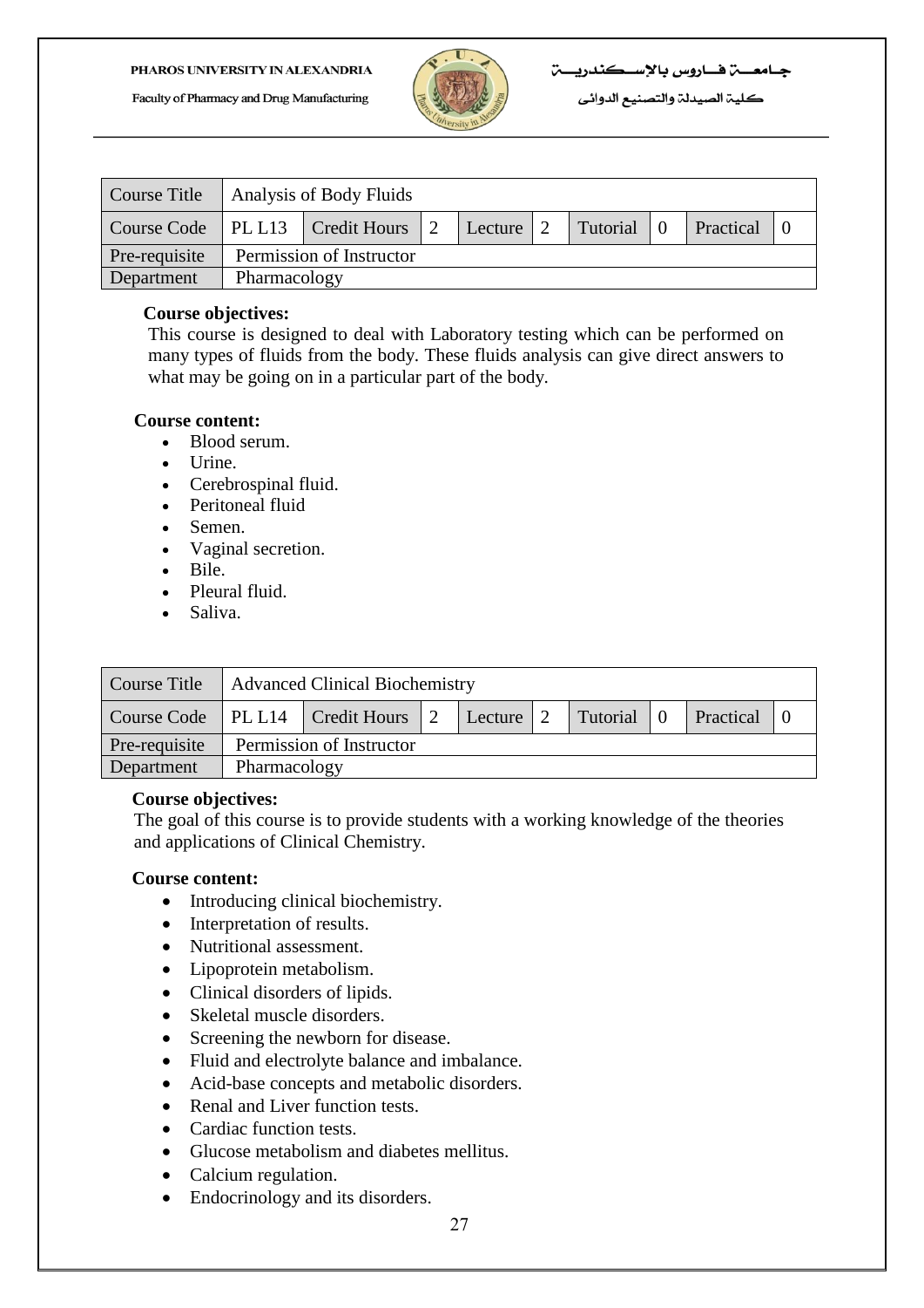| Course Title | Analysis of Body Fluids | | | | | | | | |
|---|---|---|---|---|---|---|---|---|---|
| Course Code | PL L13 | Credit Hours | 2 | Lecture | 2 | Tutorial | 0 | Practical | 0 |
| Pre-requisite | Permission of Instructor | | | | | | | | |
| Department | Pharmacology | | | | | | | | |

**Course objectives:**

This course is designed to deal with Laboratory testing which can be performed on many types of fluids from the body. These fluids analysis can give direct answers to what may be going on in a particular part of the body.

**Course content:**

- Blood serum.
- Urine.
- Cerebrospinal fluid.
- Peritoneal fluid
- Semen.
- Vaginal secretion.
- Bile.
- Pleural fluid.
- Saliva.

| Course Title | Advanced Clinical Biochemistry | | | | | | | | |
|---|---|---|---|---|---|---|---|---|---|
| Course Code | PL L14 | Credit Hours | 2 | Lecture | 2 | Tutorial | 0 | Practical | 0 |
| Pre-requisite | Permission of Instructor | | | | | | | | |
| Department | Pharmacology | | | | | | | | |

**Course objectives:**

The goal of this course is to provide students with a working knowledge of the theories and applications of Clinical Chemistry.

**Course content:**

- Introducing clinical biochemistry.
- Interpretation of results.
- Nutritional assessment.
- Lipoprotein metabolism.
- Clinical disorders of lipids.
- Skeletal muscle disorders.
- Screening the newborn for disease.
- Fluid and electrolyte balance and imbalance.
- Acid-base concepts and metabolic disorders.
- Renal and Liver function tests.
- Cardiac function tests.
- Glucose metabolism and diabetes mellitus.
- Calcium regulation.
- Endocrinology and its disorders.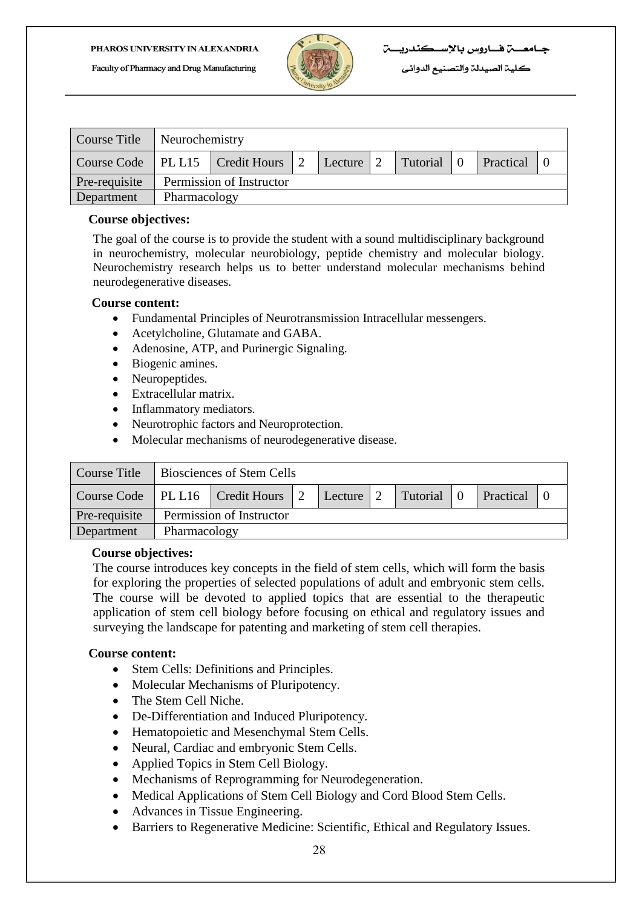| Course Title | Neurochemistry | | | | | | | | |
|---|---|---|---|---|---|---|---|---|---|
| Course Code | PL L15 | Credit Hours | 2 | Lecture | 2 | Tutorial | 0 | Practical | 0 |
| Pre-requisite | Permission of Instructor | | | | | | | | |
| Department | Pharmacology | | | | | | | | |

**Course objectives:**

The goal of the course is to provide the student with a sound multidisciplinary background in neurochemistry, molecular neurobiology, peptide chemistry and molecular biology. Neurochemistry research helps us to better understand molecular mechanisms behind neurodegenerative diseases.

**Course content:**

- Fundamental Principles of Neurotransmission Intracellular messengers.
- Acetylcholine, Glutamate and GABA.
- Adenosine, ATP, and Purinergic Signaling.
- Biogenic amines.
- Neuropeptides.
- Extracellular matrix.
- Inflammatory mediators.
- Neurotrophic factors and Neuroprotection.
- Molecular mechanisms of neurodegenerative disease.

| Course Title | Biosciences of Stem Cells | | | | | | | | |
|---|---|---|---|---|---|---|---|---|---|
| Course Code | PL L16 | Credit Hours | 2 | Lecture | 2 | Tutorial | 0 | Practical | 0 |
| Pre-requisite | Permission of Instructor | | | | | | | | |
| Department | Pharmacology | | | | | | | | |

**Course objectives:**

The course introduces key concepts in the field of stem cells, which will form the basis for exploring the properties of selected populations of adult and embryonic stem cells. The course will be devoted to applied topics that are essential to the therapeutic application of stem cell biology before focusing on ethical and regulatory issues and surveying the landscape for patenting and marketing of stem cell therapies.

**Course content:**

- Stem Cells: Definitions and Principles.
- Molecular Mechanisms of Pluripotency.
- The Stem Cell Niche.
- De-Differentiation and Induced Pluripotency.
- Hematopoietic and Mesenchymal Stem Cells.
- Neural, Cardiac and embryonic Stem Cells.
- Applied Topics in Stem Cell Biology.
- Mechanisms of Reprogramming for Neurodegeneration.
- Medical Applications of Stem Cell Biology and Cord Blood Stem Cells.
- Advances in Tissue Engineering.
- Barriers to Regenerative Medicine: Scientific, Ethical and Regulatory Issues.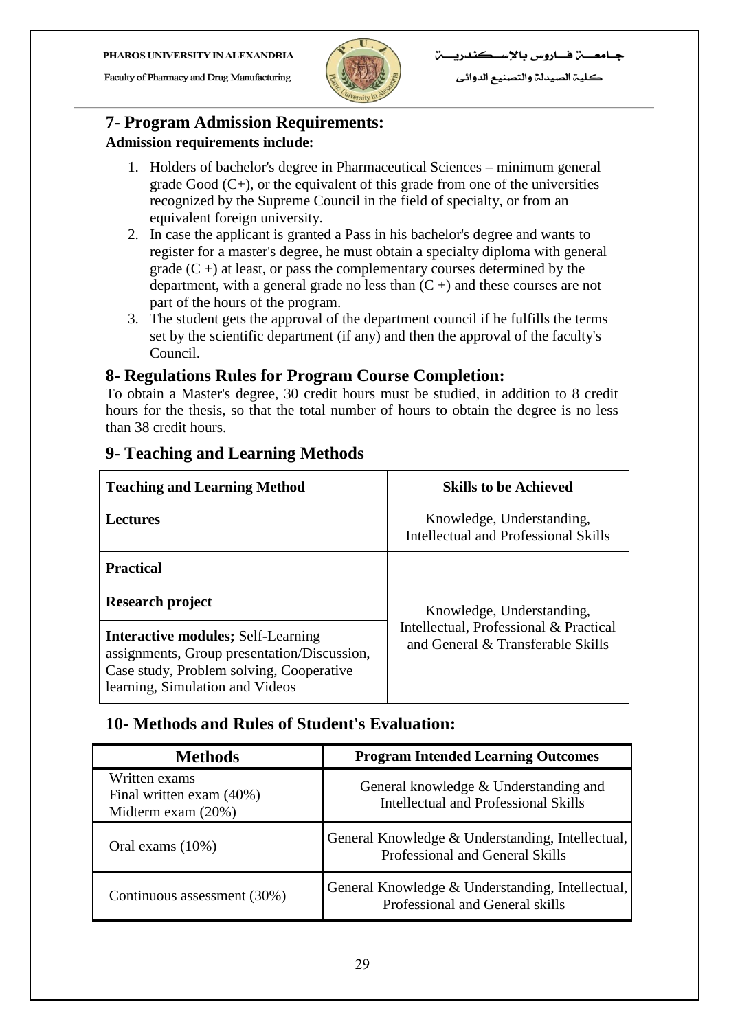## 7- Program Admission Requirements:

**Admission requirements include:**

1. Holders of bachelor's degree in Pharmaceutical Sciences – minimum general grade Good (C+), or the equivalent of this grade from one of the universities recognized by the Supreme Council in the field of specialty, or from an equivalent foreign university.
2. In case the applicant is granted a Pass in his bachelor's degree and wants to register for a master's degree, he must obtain a specialty diploma with general grade (C +) at least, or pass the complementary courses determined by the department, with a general grade no less than (C +) and these courses are not part of the hours of the program.
3. The student gets the approval of the department council if he fulfills the terms set by the scientific department (if any) and then the approval of the faculty's Council.

## 8- Regulations Rules for Program Course Completion:

To obtain a Master's degree, 30 credit hours must be studied, in addition to 8 credit hours for the thesis, so that the total number of hours to obtain the degree is no less than 38 credit hours.

## 9- Teaching and Learning Methods

| Teaching and Learning Method | Skills to be Achieved |
|---|---|
| **Lectures** | Knowledge, Understanding, Intellectual and Professional Skills |
| **Practical** | Knowledge, Understanding, Intellectual, Professional & Practical and General & Transferable Skills |
| **Research project** | |
| **Interactive modules;** Self-Learning assignments, Group presentation/Discussion, Case study, Problem solving, Cooperative learning, Simulation and Videos | |

## 10- Methods and Rules of Student's Evaluation:

| Methods | Program Intended Learning Outcomes |
|---|---|
| Written exams<br>Final written exam (40%)<br>Midterm exam (20%) | General knowledge & Understanding and Intellectual and Professional Skills |
| Oral exams (10%) | General Knowledge & Understanding, Intellectual, Professional and General Skills |
| Continuous assessment (30%) | General Knowledge & Understanding, Intellectual, Professional and General skills |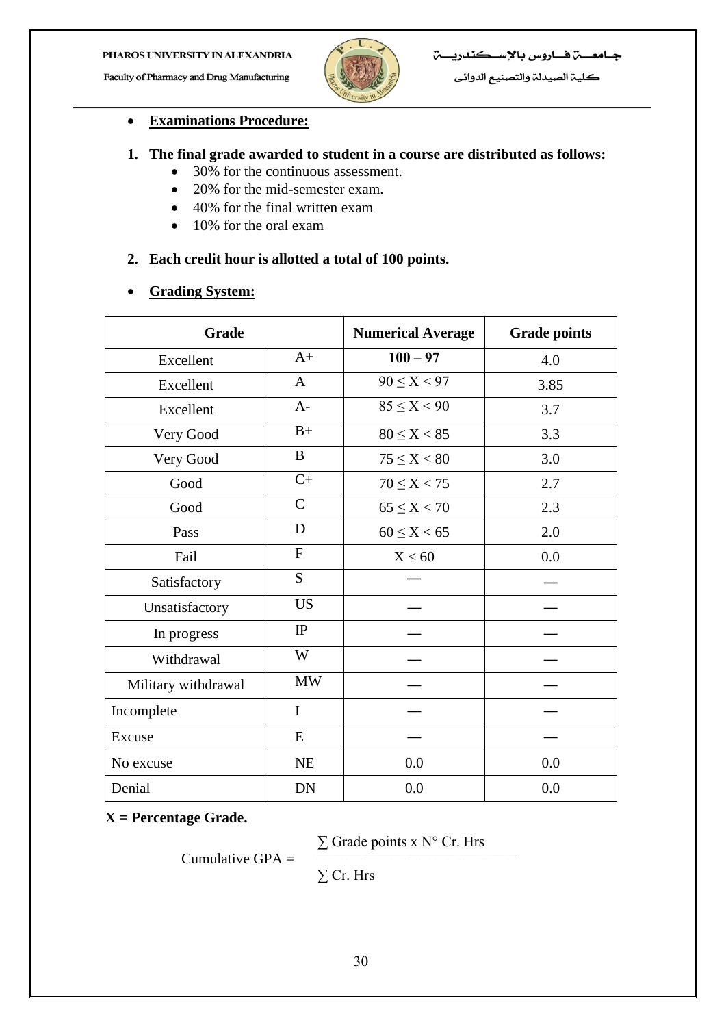- **Examinations Procedure:**

1. **The final grade awarded to student in a course are distributed as follows:**
   - 30% for the continuous assessment.
   - 20% for the mid-semester exam.
   - 40% for the final written exam
   - 10% for the oral exam

2. **Each credit hour is allotted a total of 100 points.**

- **Grading System:**

| Grade | | Numerical Average | Grade points |
|---|---|---|---|
| Excellent | A+ | **100 – 97** | 4.0 |
| Excellent | A | $90 \leq X < 97$ | 3.85 |
| Excellent | A- | $85 \leq X < 90$ | 3.7 |
| Very Good | B+ | $80 \leq X < 85$ | 3.3 |
| Very Good | B | $75 \leq X < 80$ | 3.0 |
| Good | C+ | $70 \leq X < 75$ | 2.7 |
| Good | C | $65 \leq X < 70$ | 2.3 |
| Pass | D | $60 \leq X < 65$ | 2.0 |
| Fail | F | $X < 60$ | 0.0 |
| Satisfactory | S | — | — |
| Unsatisfactory | US | — | — |
| In progress | IP | — | — |
| Withdrawal | W | — | — |
| Military withdrawal | MW | — | — |
| Incomplete | I | — | — |
| Excuse | E | — | — |
| No excuse | NE | 0.0 | 0.0 |
| Denial | DN | 0.0 | 0.0 |

**X = Percentage Grade.**

$$\text{Cumulative GPA} = \frac{\sum \text{Grade points x N° Cr. Hrs}}{\sum \text{Cr. Hrs}}$$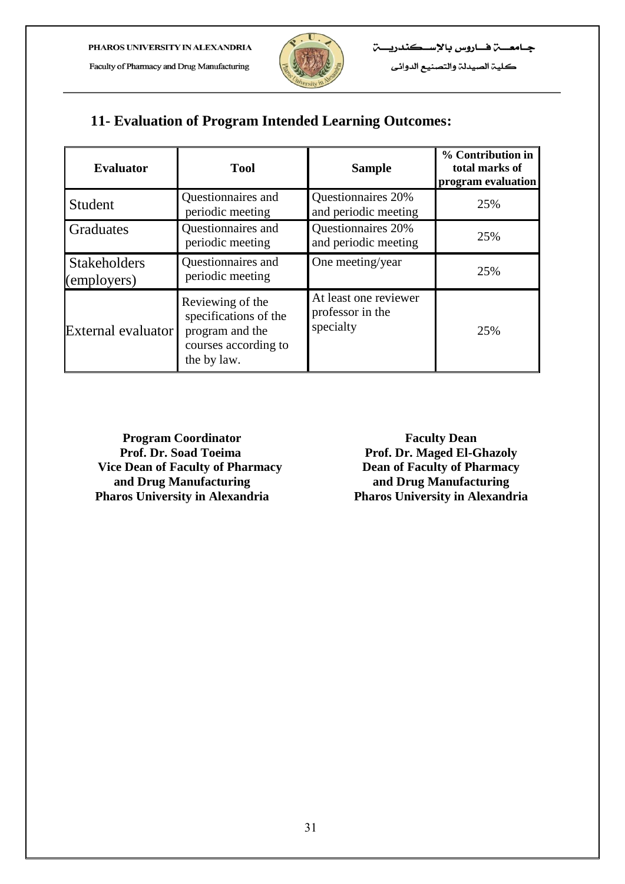## 11- Evaluation of Program Intended Learning Outcomes:

| Evaluator | Tool | Sample | % Contribution in total marks of program evaluation |
|---|---|---|---|
| Student | Questionnaires and periodic meeting | Questionnaires 20% and periodic meeting | 25% |
| Graduates | Questionnaires and periodic meeting | Questionnaires 20% and periodic meeting | 25% |
| Stakeholders (employers) | Questionnaires and periodic meeting | One meeting/year | 25% |
| External evaluator | Reviewing of the specifications of the program and the courses according to the by law. | At least one reviewer professor in the specialty | 25% |

**Program Coordinator**
**Prof. Dr. Soad Toeima**
**Vice Dean of Faculty of Pharmacy and Drug Manufacturing**
**Pharos University in Alexandria**

**Faculty Dean**
**Prof. Dr. Maged El-Ghazoly**
**Dean of Faculty of Pharmacy and Drug Manufacturing**
**Pharos University in Alexandria**